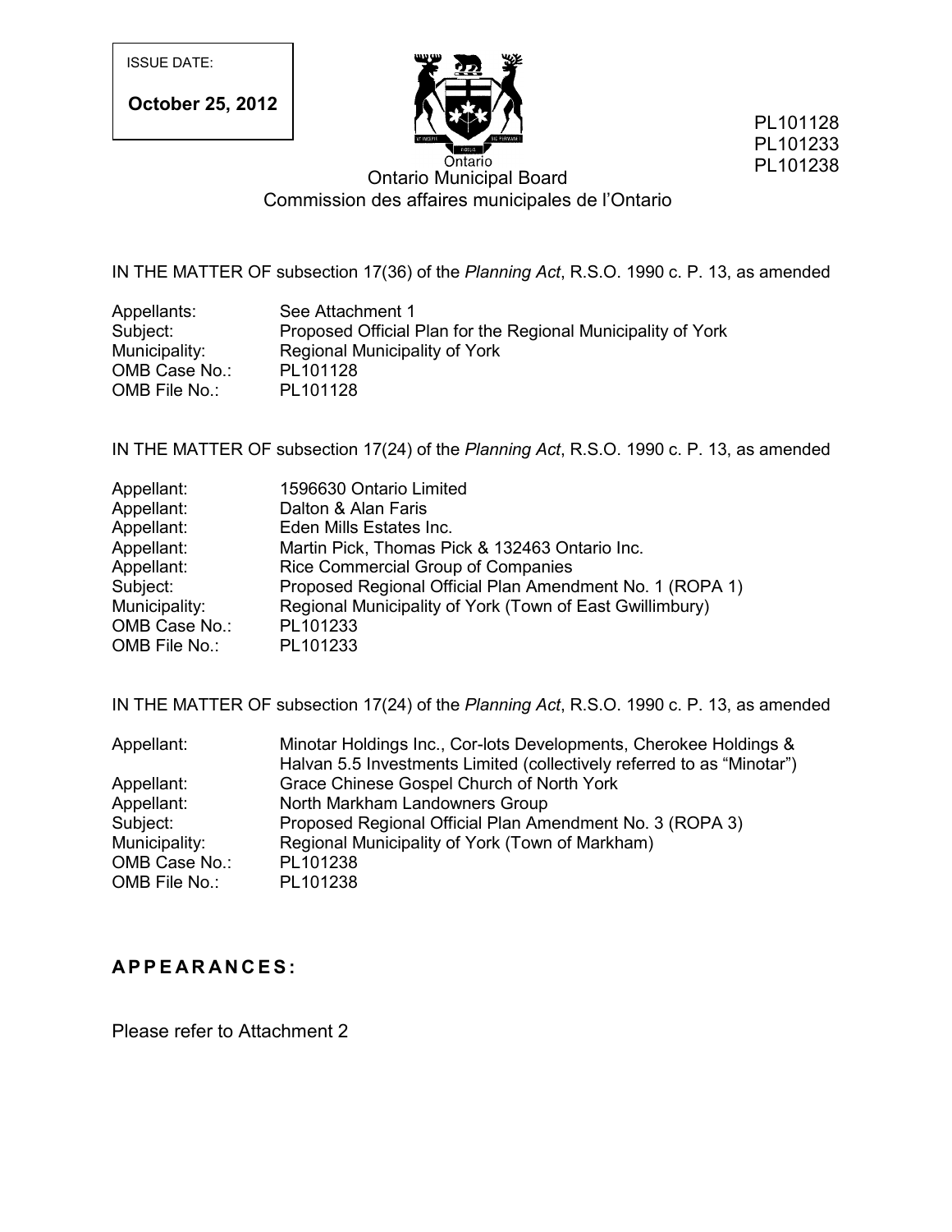ISSUE DATE:

**October 25, 2012**

PL101128
PL101233
PL101238

Ontario

Ontario Municipal Board
Commission des affaires municipales de l'Ontario

IN THE MATTER OF subsection 17(36) of the *Planning Act*, R.S.O. 1990 c. P. 13, as amended

| | |
|---|---|
| Appellants: | See Attachment 1 |
| Subject: | Proposed Official Plan for the Regional Municipality of York |
| Municipality: | Regional Municipality of York |
| OMB Case No.: | PL101128 |
| OMB File No.: | PL101128 |

IN THE MATTER OF subsection 17(24) of the *Planning Act*, R.S.O. 1990 c. P. 13, as amended

| | |
|---|---|
| Appellant: | 1596630 Ontario Limited |
| Appellant: | Dalton & Alan Faris |
| Appellant: | Eden Mills Estates Inc. |
| Appellant: | Martin Pick, Thomas Pick & 132463 Ontario Inc. |
| Appellant: | Rice Commercial Group of Companies |
| Subject: | Proposed Regional Official Plan Amendment No. 1 (ROPA 1) |
| Municipality: | Regional Municipality of York (Town of East Gwillimbury) |
| OMB Case No.: | PL101233 |
| OMB File No.: | PL101233 |

IN THE MATTER OF subsection 17(24) of the *Planning Act*, R.S.O. 1990 c. P. 13, as amended

| | |
|---|---|
| Appellant: | Minotar Holdings Inc., Cor-lots Developments, Cherokee Holdings & Halvan 5.5 Investments Limited (collectively referred to as "Minotar") |
| Appellant: | Grace Chinese Gospel Church of North York |
| Appellant: | North Markham Landowners Group |
| Subject: | Proposed Regional Official Plan Amendment No. 3 (ROPA 3) |
| Municipality: | Regional Municipality of York (Town of Markham) |
| OMB Case No.: | PL101238 |
| OMB File No.: | PL101238 |

## APPEARANCES:

Please refer to Attachment 2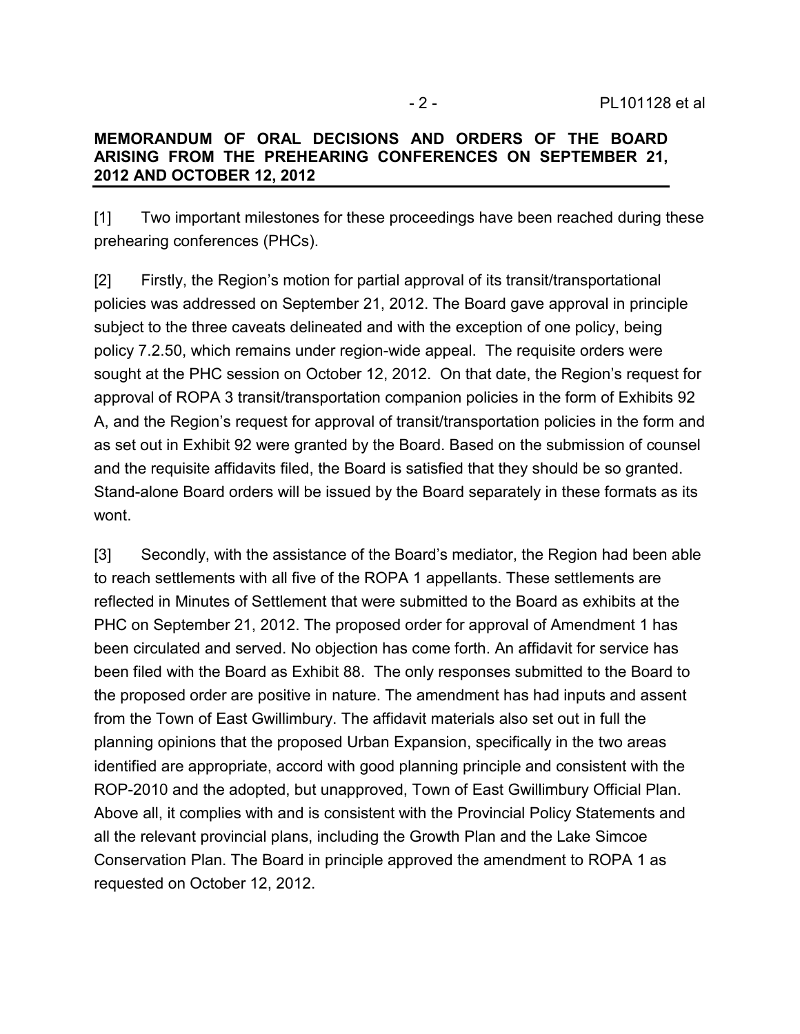**MEMORANDUM OF ORAL DECISIONS AND ORDERS OF THE BOARD ARISING FROM THE PREHEARING CONFERENCES ON SEPTEMBER 21, 2012 AND OCTOBER 12, 2012**

[1] Two important milestones for these proceedings have been reached during these prehearing conferences (PHCs).

[2] Firstly, the Region's motion for partial approval of its transit/transportational policies was addressed on September 21, 2012. The Board gave approval in principle subject to the three caveats delineated and with the exception of one policy, being policy 7.2.50, which remains under region-wide appeal. The requisite orders were sought at the PHC session on October 12, 2012. On that date, the Region's request for approval of ROPA 3 transit/transportation companion policies in the form of Exhibits 92 A, and the Region's request for approval of transit/transportation policies in the form and as set out in Exhibit 92 were granted by the Board. Based on the submission of counsel and the requisite affidavits filed, the Board is satisfied that they should be so granted. Stand-alone Board orders will be issued by the Board separately in these formats as its wont.

[3] Secondly, with the assistance of the Board's mediator, the Region had been able to reach settlements with all five of the ROPA 1 appellants. These settlements are reflected in Minutes of Settlement that were submitted to the Board as exhibits at the PHC on September 21, 2012. The proposed order for approval of Amendment 1 has been circulated and served. No objection has come forth. An affidavit for service has been filed with the Board as Exhibit 88. The only responses submitted to the Board to the proposed order are positive in nature. The amendment has had inputs and assent from the Town of East Gwillimbury. The affidavit materials also set out in full the planning opinions that the proposed Urban Expansion, specifically in the two areas identified are appropriate, accord with good planning principle and consistent with the ROP-2010 and the adopted, but unapproved, Town of East Gwillimbury Official Plan. Above all, it complies with and is consistent with the Provincial Policy Statements and all the relevant provincial plans, including the Growth Plan and the Lake Simcoe Conservation Plan. The Board in principle approved the amendment to ROPA 1 as requested on October 12, 2012.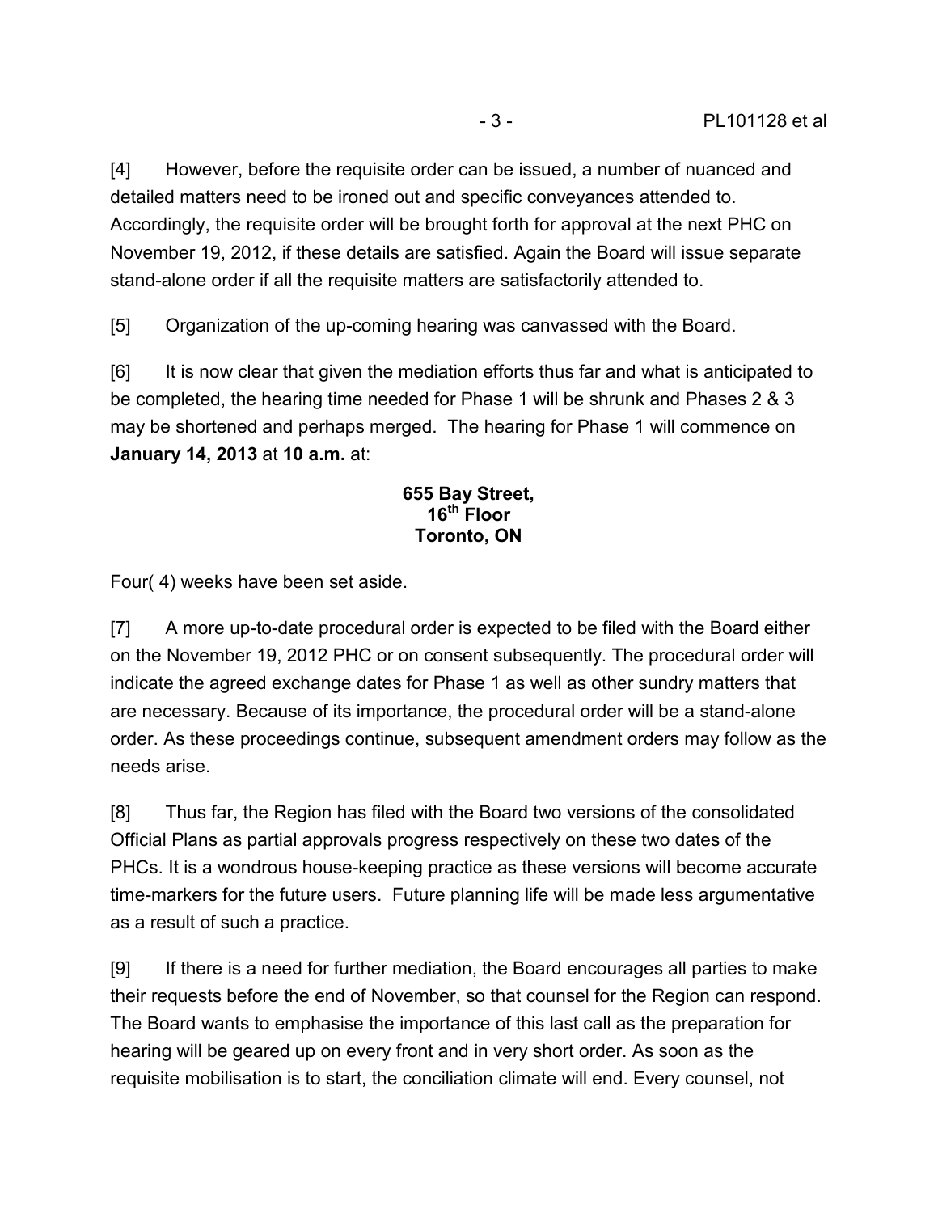[4] However, before the requisite order can be issued, a number of nuanced and detailed matters need to be ironed out and specific conveyances attended to. Accordingly, the requisite order will be brought forth for approval at the next PHC on November 19, 2012, if these details are satisfied. Again the Board will issue separate stand-alone order if all the requisite matters are satisfactorily attended to.

[5] Organization of the up-coming hearing was canvassed with the Board.

[6] It is now clear that given the mediation efforts thus far and what is anticipated to be completed, the hearing time needed for Phase 1 will be shrunk and Phases 2 & 3 may be shortened and perhaps merged. The hearing for Phase 1 will commence on **January 14, 2013** at **10 a.m.** at:

**655 Bay Street,**
**16th Floor**
**Toronto, ON**

Four( 4) weeks have been set aside.

[7] A more up-to-date procedural order is expected to be filed with the Board either on the November 19, 2012 PHC or on consent subsequently. The procedural order will indicate the agreed exchange dates for Phase 1 as well as other sundry matters that are necessary. Because of its importance, the procedural order will be a stand-alone order. As these proceedings continue, subsequent amendment orders may follow as the needs arise.

[8] Thus far, the Region has filed with the Board two versions of the consolidated Official Plans as partial approvals progress respectively on these two dates of the PHCs. It is a wondrous house-keeping practice as these versions will become accurate time-markers for the future users. Future planning life will be made less argumentative as a result of such a practice.

[9] If there is a need for further mediation, the Board encourages all parties to make their requests before the end of November, so that counsel for the Region can respond. The Board wants to emphasise the importance of this last call as the preparation for hearing will be geared up on every front and in very short order. As soon as the requisite mobilisation is to start, the conciliation climate will end. Every counsel, not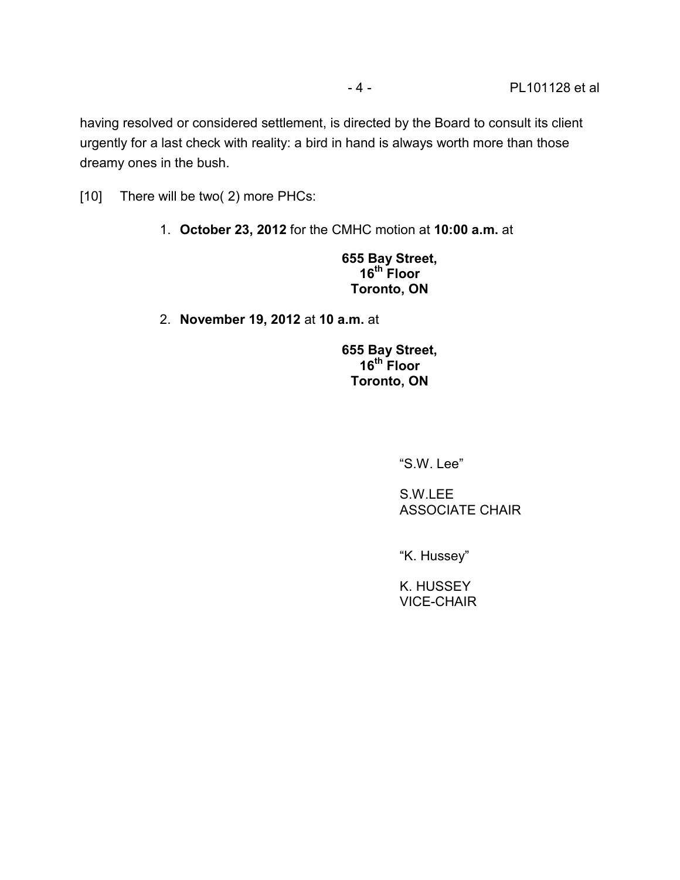having resolved or considered settlement, is directed by the Board to consult its client urgently for a last check with reality: a bird in hand is always worth more than those dreamy ones in the bush.

[10] There will be two( 2) more PHCs:

1. **October 23, 2012** for the CMHC motion at **10:00 a.m.** at

   **655 Bay Street,**
   **16th Floor**
   **Toronto, ON**

2. **November 19, 2012** at **10 a.m.** at

   **655 Bay Street,**
   **16th Floor**
   **Toronto, ON**

"S.W. Lee"

S.W.LEE
ASSOCIATE CHAIR

"K. Hussey"

K. HUSSEY
VICE-CHAIR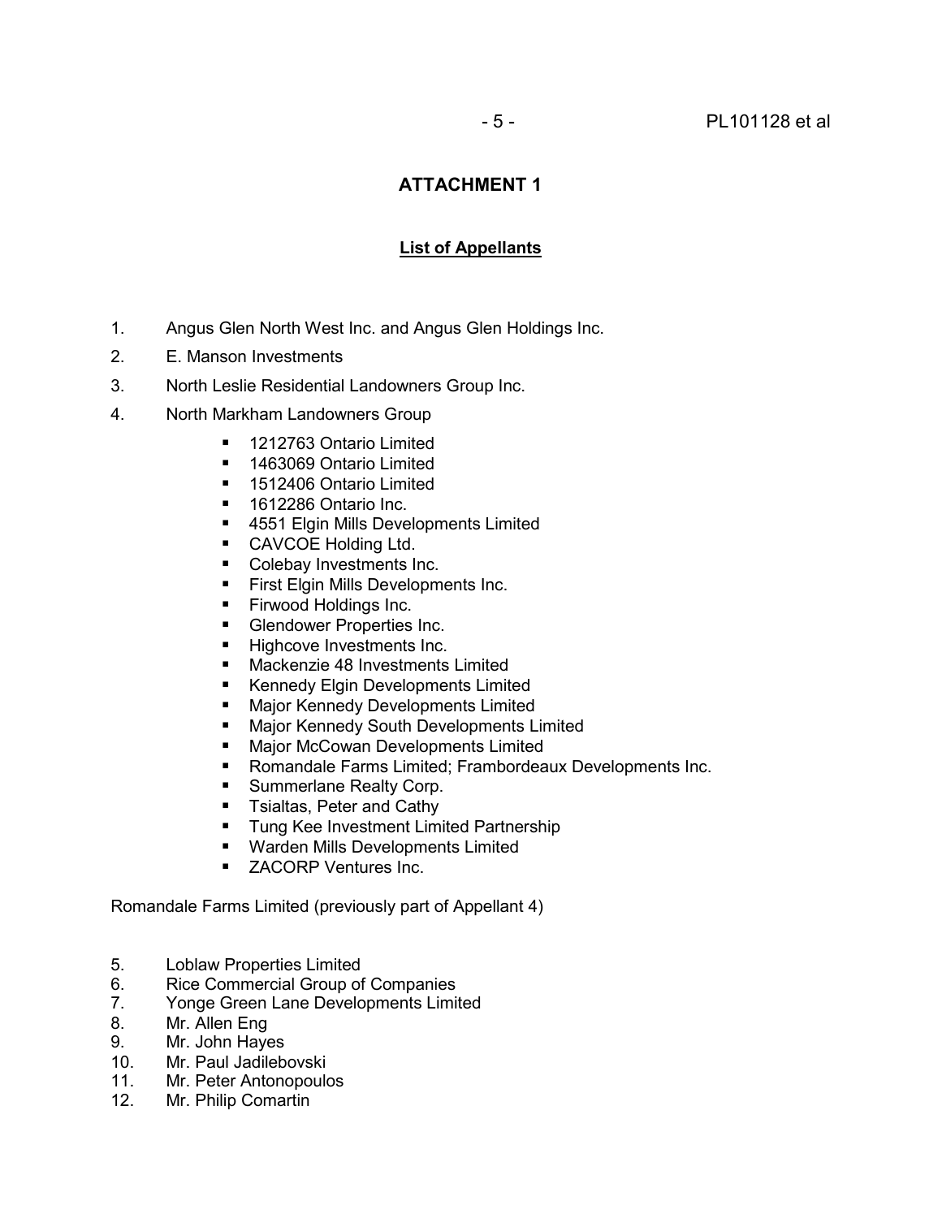# ATTACHMENT 1

## List of Appellants

1. Angus Glen North West Inc. and Angus Glen Holdings Inc.
2. E. Manson Investments
3. North Leslie Residential Landowners Group Inc.
4. North Markham Landowners Group
   - 1212763 Ontario Limited
   - 1463069 Ontario Limited
   - 1512406 Ontario Limited
   - 1612286 Ontario Inc.
   - 4551 Elgin Mills Developments Limited
   - CAVCOE Holding Ltd.
   - Colebay Investments Inc.
   - First Elgin Mills Developments Inc.
   - Firwood Holdings Inc.
   - Glendower Properties Inc.
   - Highcove Investments Inc.
   - Mackenzie 48 Investments Limited
   - Kennedy Elgin Developments Limited
   - Major Kennedy Developments Limited
   - Major Kennedy South Developments Limited
   - Major McCowan Developments Limited
   - Romandale Farms Limited; Frambordeaux Developments Inc.
   - Summerlane Realty Corp.
   - Tsialtas, Peter and Cathy
   - Tung Kee Investment Limited Partnership
   - Warden Mills Developments Limited
   - ZACORP Ventures Inc.

Romandale Farms Limited (previously part of Appellant 4)

5. Loblaw Properties Limited
6. Rice Commercial Group of Companies
7. Yonge Green Lane Developments Limited
8. Mr. Allen Eng
9. Mr. John Hayes
10. Mr. Paul Jadilebovski
11. Mr. Peter Antonopoulos
12. Mr. Philip Comartin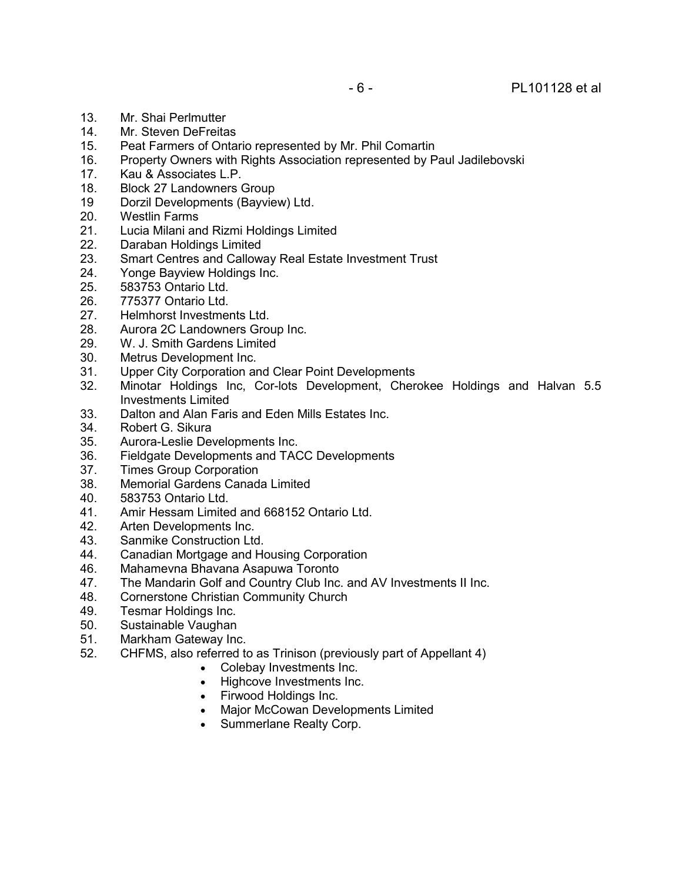13. Mr. Shai Perlmutter
14. Mr. Steven DeFreitas
15. Peat Farmers of Ontario represented by Mr. Phil Comartin
16. Property Owners with Rights Association represented by Paul Jadilebovski
17. Kau & Associates L.P.
18. Block 27 Landowners Group
19 Dorzil Developments (Bayview) Ltd.
20. Westlin Farms
21. Lucia Milani and Rizmi Holdings Limited
22. Daraban Holdings Limited
23. Smart Centres and Calloway Real Estate Investment Trust
24. Yonge Bayview Holdings Inc.
25. 583753 Ontario Ltd.
26. 775377 Ontario Ltd.
27. Helmhorst Investments Ltd.
28. Aurora 2C Landowners Group Inc.
29. W. J. Smith Gardens Limited
30. Metrus Development Inc.
31. Upper City Corporation and Clear Point Developments
32. Minotar Holdings Inc, Cor-lots Development, Cherokee Holdings and Halvan 5.5 Investments Limited
33. Dalton and Alan Faris and Eden Mills Estates Inc.
34. Robert G. Sikura
35. Aurora-Leslie Developments Inc.
36. Fieldgate Developments and TACC Developments
37. Times Group Corporation
38. Memorial Gardens Canada Limited
40. 583753 Ontario Ltd.
41. Amir Hessam Limited and 668152 Ontario Ltd.
42. Arten Developments Inc.
43. Sanmike Construction Ltd.
44. Canadian Mortgage and Housing Corporation
46. Mahamevna Bhavana Asapuwa Toronto
47. The Mandarin Golf and Country Club Inc. and AV Investments II Inc.
48. Cornerstone Christian Community Church
49. Tesmar Holdings Inc.
50. Sustainable Vaughan
51. Markham Gateway Inc.
52. CHFMS, also referred to as Trinison (previously part of Appellant 4)
    - Colebay Investments Inc.
    - Highcove Investments Inc.
    - Firwood Holdings Inc.
    - Major McCowan Developments Limited
    - Summerlane Realty Corp.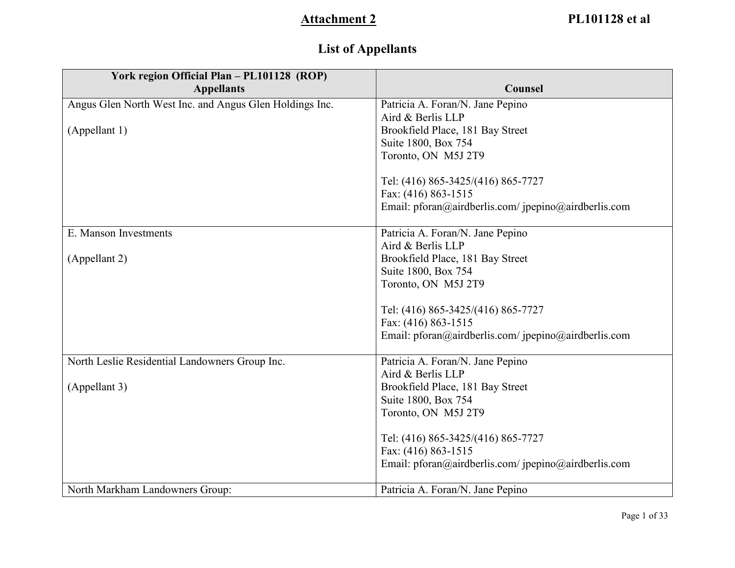**Attachment 2** **PL101128 et al**

## List of Appellants

| York region Official Plan – PL101128 (ROP) Appellants | Counsel |
|---|---|
| Angus Glen North West Inc. and Angus Glen Holdings Inc.<br><br>(Appellant 1) | Patricia A. Foran/N. Jane Pepino<br>Aird & Berlis LLP<br>Brookfield Place, 181 Bay Street<br>Suite 1800, Box 754<br>Toronto, ON M5J 2T9<br><br>Tel: (416) 865-3425/(416) 865-7727<br>Fax: (416) 863-1515<br>Email: pforan@airdberlis.com/ jpepino@airdberlis.com |
| E. Manson Investments<br><br>(Appellant 2) | Patricia A. Foran/N. Jane Pepino<br>Aird & Berlis LLP<br>Brookfield Place, 181 Bay Street<br>Suite 1800, Box 754<br>Toronto, ON M5J 2T9<br><br>Tel: (416) 865-3425/(416) 865-7727<br>Fax: (416) 863-1515<br>Email: pforan@airdberlis.com/ jpepino@airdberlis.com |
| North Leslie Residential Landowners Group Inc.<br><br>(Appellant 3) | Patricia A. Foran/N. Jane Pepino<br>Aird & Berlis LLP<br>Brookfield Place, 181 Bay Street<br>Suite 1800, Box 754<br>Toronto, ON M5J 2T9<br><br>Tel: (416) 865-3425/(416) 865-7727<br>Fax: (416) 863-1515<br>Email: pforan@airdberlis.com/ jpepino@airdberlis.com |
| North Markham Landowners Group: | Patricia A. Foran/N. Jane Pepino |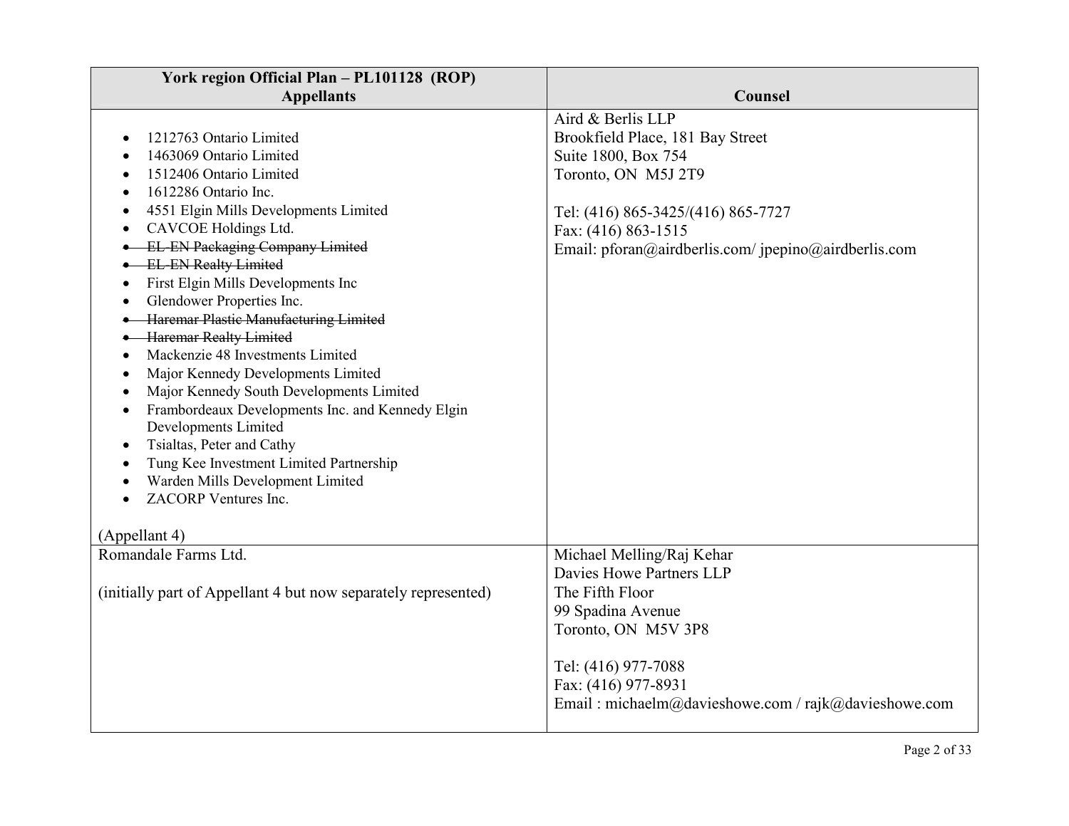| York region Official Plan – PL101128 (ROP)<br>**Appellants** | **Counsel** |
|---|---|
| • 1212763 Ontario Limited<br>• 1463069 Ontario Limited<br>• 1512406 Ontario Limited<br>• 1612286 Ontario Inc.<br>• 4551 Elgin Mills Developments Limited<br>• CAVCOE Holdings Ltd.<br>• ~~EL-EN Packaging Company Limited~~<br>• ~~EL-EN Realty Limited~~<br>• First Elgin Mills Developments Inc<br>• Glendower Properties Inc.<br>• ~~Haremar Plastic Manufacturing Limited~~<br>• ~~Haremar Realty Limited~~<br>• Mackenzie 48 Investments Limited<br>• Major Kennedy Developments Limited<br>• Major Kennedy South Developments Limited<br>• Frambordeaux Developments Inc. and Kennedy Elgin Developments Limited<br>• Tsialtas, Peter and Cathy<br>• Tung Kee Investment Limited Partnership<br>• Warden Mills Development Limited<br>• ZACORP Ventures Inc.<br><br>(Appellant 4) | Aird & Berlis LLP<br>Brookfield Place, 181 Bay Street<br>Suite 1800, Box 754<br>Toronto, ON M5J 2T9<br><br>Tel: (416) 865-3425/(416) 865-7727<br>Fax: (416) 863-1515<br>Email: pforan@airdberlis.com/ jpepino@airdberlis.com |
| Romandale Farms Ltd.<br><br>(initially part of Appellant 4 but now separately represented) | Michael Melling/Raj Kehar<br>Davies Howe Partners LLP<br>The Fifth Floor<br>99 Spadina Avenue<br>Toronto, ON M5V 3P8<br><br>Tel: (416) 977-7088<br>Fax: (416) 977-8931<br>Email : michaelm@davieshowe.com / rajk@davieshowe.com |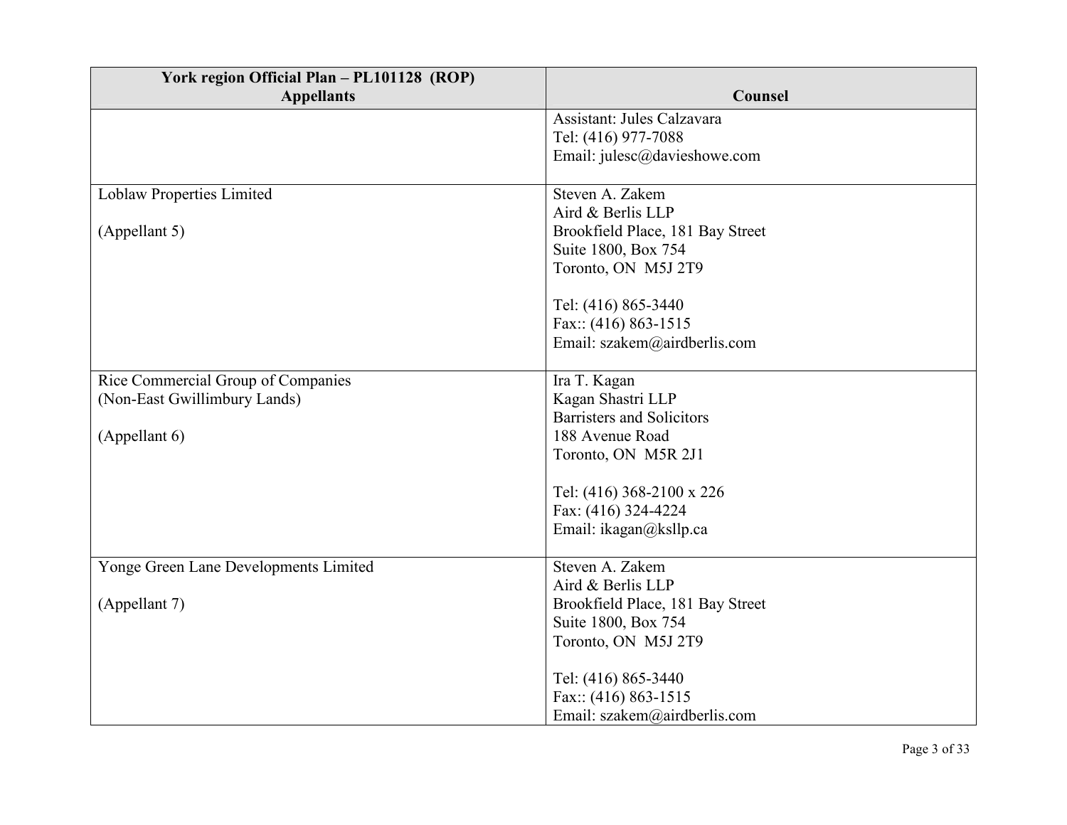| York region Official Plan – PL101128 (ROP) Appellants | Counsel |
|---|---|
| | Assistant: Jules Calzavara<br>Tel: (416) 977-7088<br>Email: julesc@davieshowe.com |
| Loblaw Properties Limited<br><br>(Appellant 5) | Steven A. Zakem<br>Aird & Berlis LLP<br>Brookfield Place, 181 Bay Street<br>Suite 1800, Box 754<br>Toronto, ON M5J 2T9<br><br>Tel: (416) 865-3440<br>Fax:: (416) 863-1515<br>Email: szakem@airdberlis.com |
| Rice Commercial Group of Companies<br>(Non-East Gwillimbury Lands)<br><br>(Appellant 6) | Ira T. Kagan<br>Kagan Shastri LLP<br>Barristers and Solicitors<br>188 Avenue Road<br>Toronto, ON M5R 2J1<br><br>Tel: (416) 368-2100 x 226<br>Fax: (416) 324-4224<br>Email: ikagan@ksllp.ca |
| Yonge Green Lane Developments Limited<br><br>(Appellant 7) | Steven A. Zakem<br>Aird & Berlis LLP<br>Brookfield Place, 181 Bay Street<br>Suite 1800, Box 754<br>Toronto, ON M5J 2T9<br><br>Tel: (416) 865-3440<br>Fax:: (416) 863-1515<br>Email: szakem@airdberlis.com |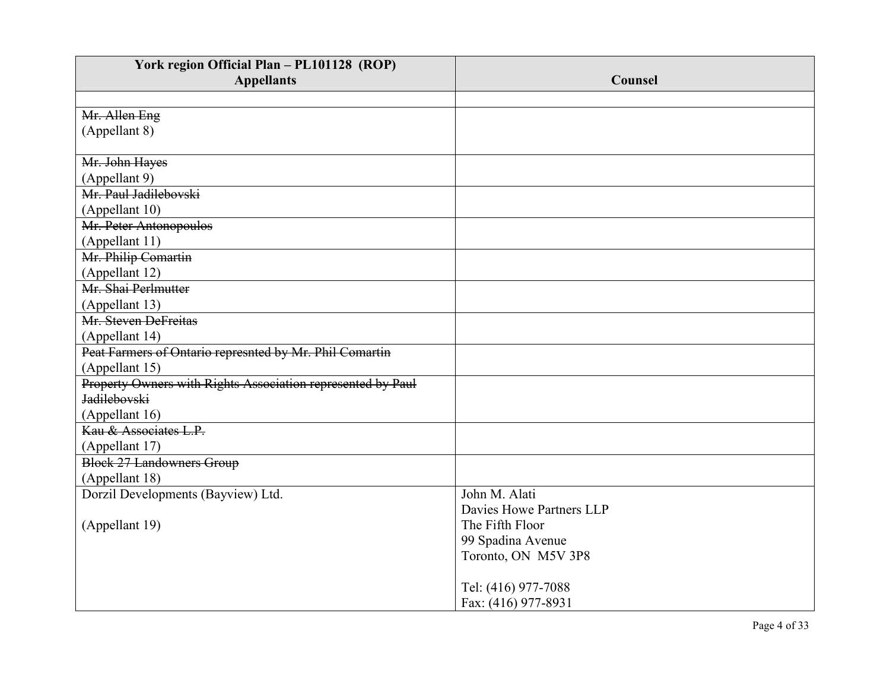| York region Official Plan – PL101128 (ROP)<br>**Appellants** | **Counsel** |
|---|---|
| | |
| ~~Mr. Allen Eng~~<br>(Appellant 8) | |
| ~~Mr. John Hayes~~<br>(Appellant 9) | |
| ~~Mr. Paul Jadilebovski~~<br>(Appellant 10) | |
| ~~Mr. Peter Antonopoulos~~<br>(Appellant 11) | |
| ~~Mr. Philip Comartin~~<br>(Appellant 12) | |
| ~~Mr. Shai Perlmutter~~<br>(Appellant 13) | |
| ~~Mr. Steven DeFreitas~~<br>(Appellant 14) | |
| ~~Peat Farmers of Ontario represnted by Mr. Phil Comartin~~<br>(Appellant 15) | |
| ~~Property Owners with Rights Association represented by Paul Jadilebovski~~<br>(Appellant 16) | |
| ~~Kau & Associates L.P.~~<br>(Appellant 17) | |
| ~~Block 27 Landowners Group~~<br>(Appellant 18) | |
| Dorzil Developments (Bayview) Ltd.<br><br>(Appellant 19) | John M. Alati<br>Davies Howe Partners LLP<br>The Fifth Floor<br>99 Spadina Avenue<br>Toronto, ON M5V 3P8<br><br>Tel: (416) 977-7088<br>Fax: (416) 977-8931 |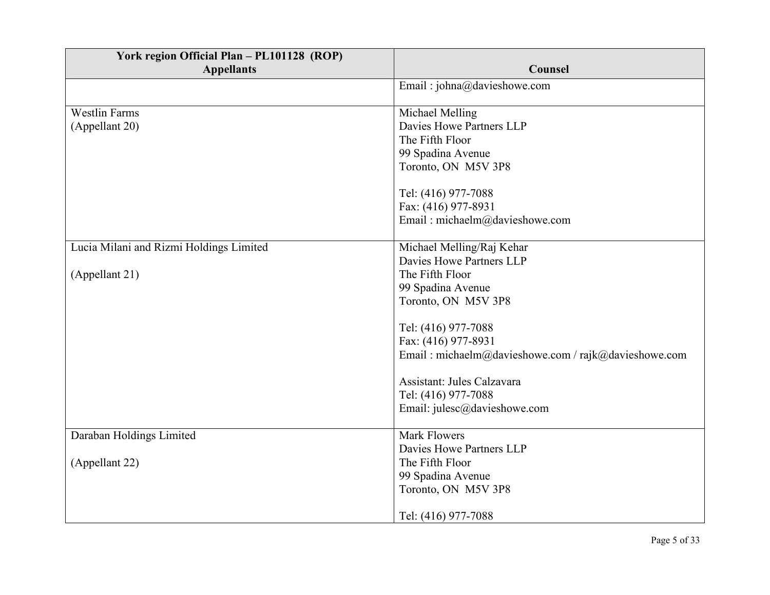| York region Official Plan – PL101128 (ROP)<br>Appellants | Counsel |
|---|---|
| | Email : johna@davieshowe.com |
| Westlin Farms<br>(Appellant 20) | Michael Melling<br>Davies Howe Partners LLP<br>The Fifth Floor<br>99 Spadina Avenue<br>Toronto, ON M5V 3P8<br><br>Tel: (416) 977-7088<br>Fax: (416) 977-8931<br>Email : michaelm@davieshowe.com |
| Lucia Milani and Rizmi Holdings Limited<br><br>(Appellant 21) | Michael Melling/Raj Kehar<br>Davies Howe Partners LLP<br>The Fifth Floor<br>99 Spadina Avenue<br>Toronto, ON M5V 3P8<br><br>Tel: (416) 977-7088<br>Fax: (416) 977-8931<br>Email : michaelm@davieshowe.com / rajk@davieshowe.com<br><br>Assistant: Jules Calzavara<br>Tel: (416) 977-7088<br>Email: julesc@davieshowe.com |
| Daraban Holdings Limited<br><br>(Appellant 22) | Mark Flowers<br>Davies Howe Partners LLP<br>The Fifth Floor<br>99 Spadina Avenue<br>Toronto, ON M5V 3P8<br><br>Tel: (416) 977-7088 |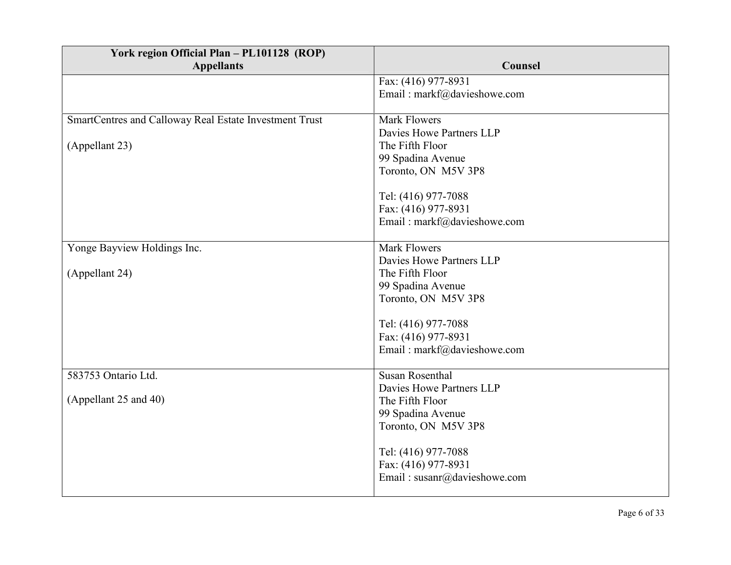| York region Official Plan – PL101128 (ROP) Appellants | Counsel |
|---|---|
| | Fax: (416) 977-8931<br>Email : markf@davieshowe.com |
| SmartCentres and Calloway Real Estate Investment Trust<br><br>(Appellant 23) | Mark Flowers<br>Davies Howe Partners LLP<br>The Fifth Floor<br>99 Spadina Avenue<br>Toronto, ON M5V 3P8<br><br>Tel: (416) 977-7088<br>Fax: (416) 977-8931<br>Email : markf@davieshowe.com |
| Yonge Bayview Holdings Inc.<br><br>(Appellant 24) | Mark Flowers<br>Davies Howe Partners LLP<br>The Fifth Floor<br>99 Spadina Avenue<br>Toronto, ON M5V 3P8<br><br>Tel: (416) 977-7088<br>Fax: (416) 977-8931<br>Email : markf@davieshowe.com |
| 583753 Ontario Ltd.<br><br>(Appellant 25 and 40) | Susan Rosenthal<br>Davies Howe Partners LLP<br>The Fifth Floor<br>99 Spadina Avenue<br>Toronto, ON M5V 3P8<br><br>Tel: (416) 977-7088<br>Fax: (416) 977-8931<br>Email : susanr@davieshowe.com |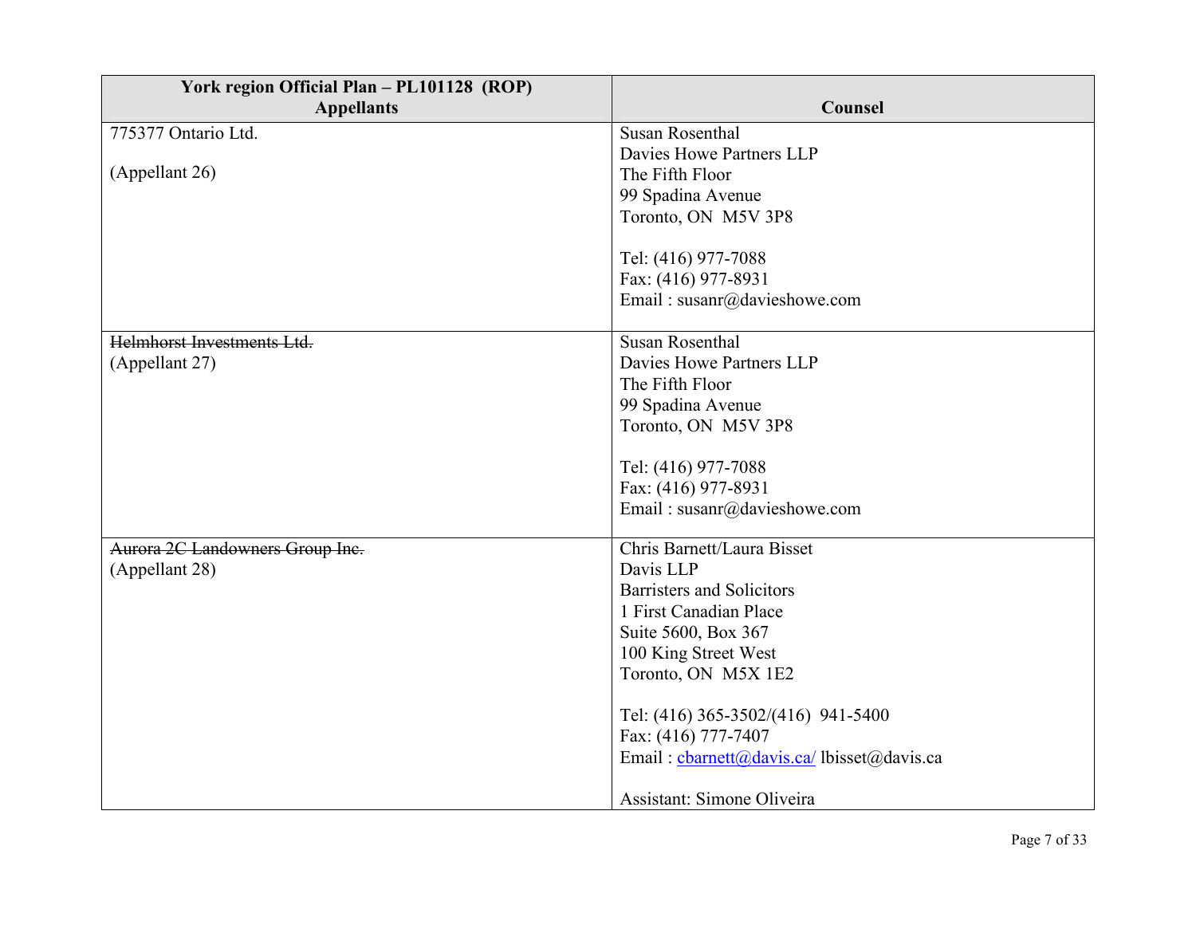| York region Official Plan – PL101128 (ROP) Appellants | Counsel |
|---|---|
| 775377 Ontario Ltd.<br><br>(Appellant 26) | Susan Rosenthal<br>Davies Howe Partners LLP<br>The Fifth Floor<br>99 Spadina Avenue<br>Toronto, ON M5V 3P8<br><br>Tel: (416) 977-7088<br>Fax: (416) 977-8931<br>Email : susanr@davieshowe.com |
| ~~Helmhorst Investments Ltd.~~<br>(Appellant 27) | Susan Rosenthal<br>Davies Howe Partners LLP<br>The Fifth Floor<br>99 Spadina Avenue<br>Toronto, ON M5V 3P8<br><br>Tel: (416) 977-7088<br>Fax: (416) 977-8931<br>Email : susanr@davieshowe.com |
| ~~Aurora 2C Landowners Group Inc.~~<br>(Appellant 28) | Chris Barnett/Laura Bisset<br>Davis LLP<br>Barristers and Solicitors<br>1 First Canadian Place<br>Suite 5600, Box 367<br>100 King Street West<br>Toronto, ON M5X 1E2<br><br>Tel: (416) 365-3502/(416) 941-5400<br>Fax: (416) 777-7407<br>Email : cbarnett@davis.ca/ lbisset@davis.ca<br><br>Assistant: Simone Oliveira |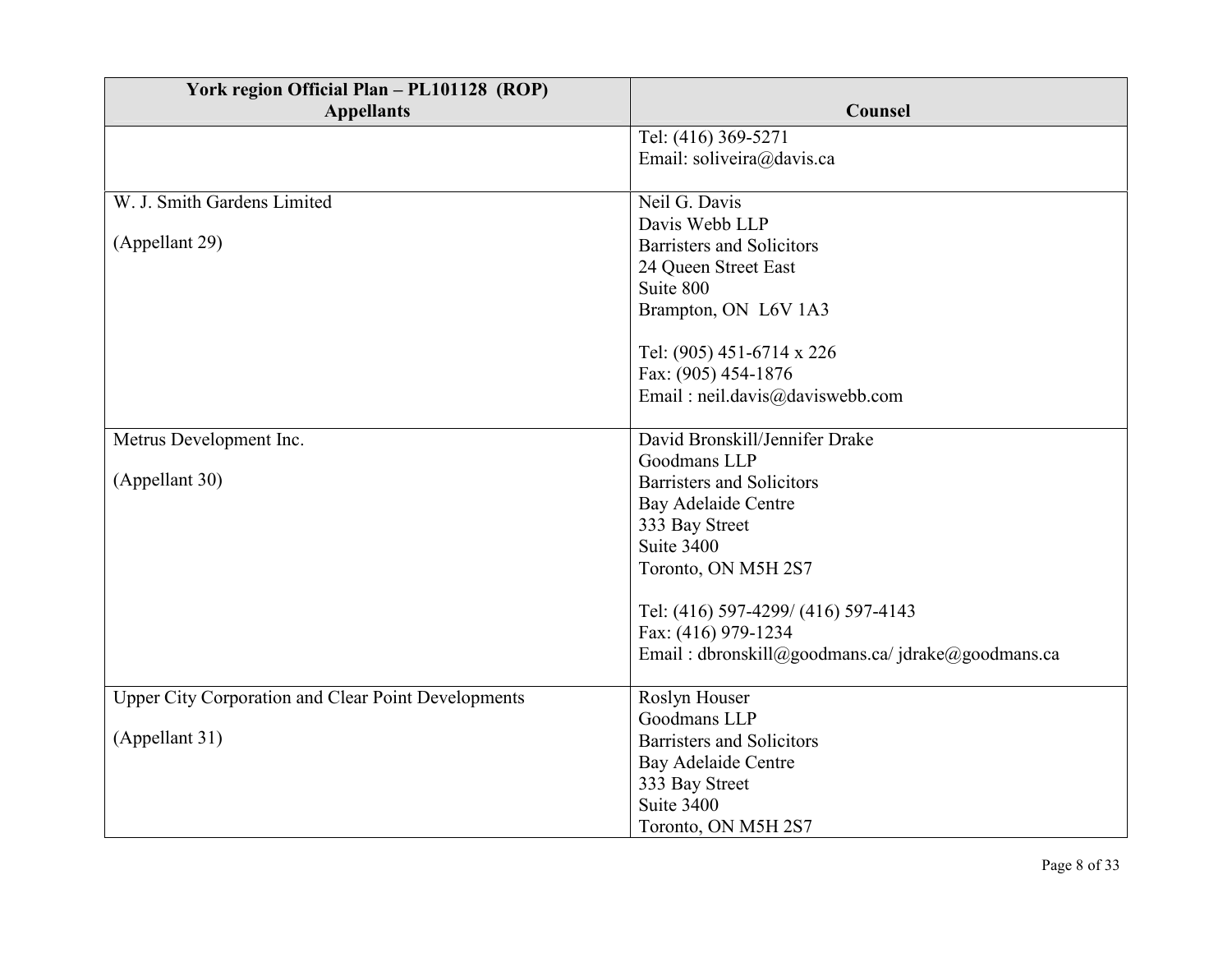| York region Official Plan – PL101128 (ROP) Appellants | Counsel |
|---|---|
| | Tel: (416) 369-5271<br>Email: soliveira@davis.ca |
| W. J. Smith Gardens Limited<br><br>(Appellant 29) | Neil G. Davis<br>Davis Webb LLP<br>Barristers and Solicitors<br>24 Queen Street East<br>Suite 800<br>Brampton, ON L6V 1A3<br><br>Tel: (905) 451-6714 x 226<br>Fax: (905) 454-1876<br>Email : neil.davis@daviswebb.com |
| Metrus Development Inc.<br><br>(Appellant 30) | David Bronskill/Jennifer Drake<br>Goodmans LLP<br>Barristers and Solicitors<br>Bay Adelaide Centre<br>333 Bay Street<br>Suite 3400<br>Toronto, ON M5H 2S7<br><br>Tel: (416) 597-4299/ (416) 597-4143<br>Fax: (416) 979-1234<br>Email : dbronskill@goodmans.ca/ jdrake@goodmans.ca |
| Upper City Corporation and Clear Point Developments<br><br>(Appellant 31) | Roslyn Houser<br>Goodmans LLP<br>Barristers and Solicitors<br>Bay Adelaide Centre<br>333 Bay Street<br>Suite 3400<br>Toronto, ON M5H 2S7 |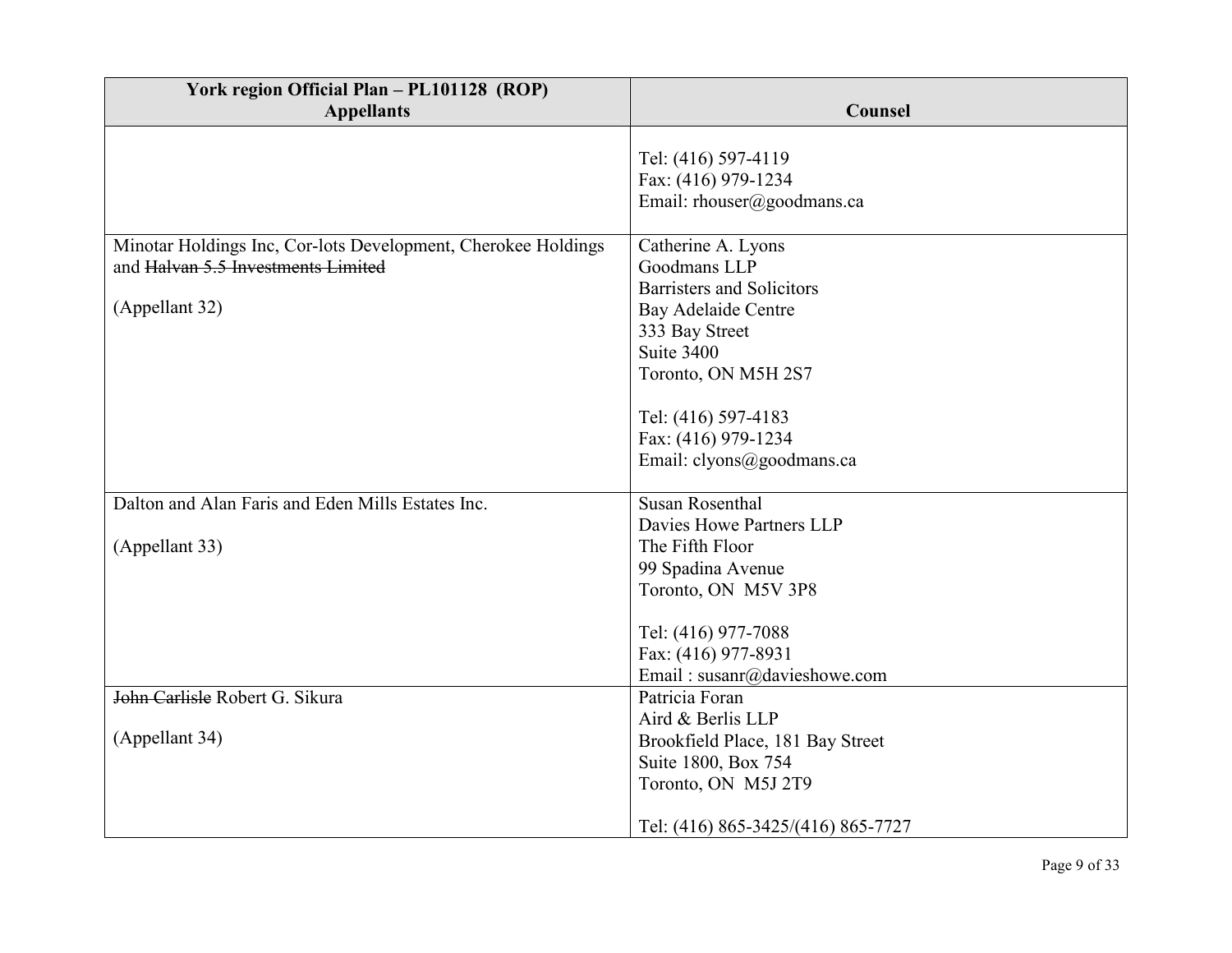| York region Official Plan – PL101128 (ROP)<br>Appellants | Counsel |
|---|---|
| | Tel: (416) 597-4119<br>Fax: (416) 979-1234<br>Email: rhouser@goodmans.ca |
| Minotar Holdings Inc, Cor-lots Development, Cherokee Holdings and ~~Halvan 5.5 Investments Limited~~<br><br>(Appellant 32) | Catherine A. Lyons<br>Goodmans LLP<br>Barristers and Solicitors<br>Bay Adelaide Centre<br>333 Bay Street<br>Suite 3400<br>Toronto, ON M5H 2S7<br><br>Tel: (416) 597-4183<br>Fax: (416) 979-1234<br>Email: clyons@goodmans.ca |
| Dalton and Alan Faris and Eden Mills Estates Inc.<br><br>(Appellant 33) | Susan Rosenthal<br>Davies Howe Partners LLP<br>The Fifth Floor<br>99 Spadina Avenue<br>Toronto, ON M5V 3P8<br><br>Tel: (416) 977-7088<br>Fax: (416) 977-8931<br>Email : susanr@davieshowe.com |
| ~~John Carlisle~~ Robert G. Sikura<br><br>(Appellant 34) | Patricia Foran<br>Aird & Berlis LLP<br>Brookfield Place, 181 Bay Street<br>Suite 1800, Box 754<br>Toronto, ON M5J 2T9<br><br>Tel: (416) 865-3425/(416) 865-7727 |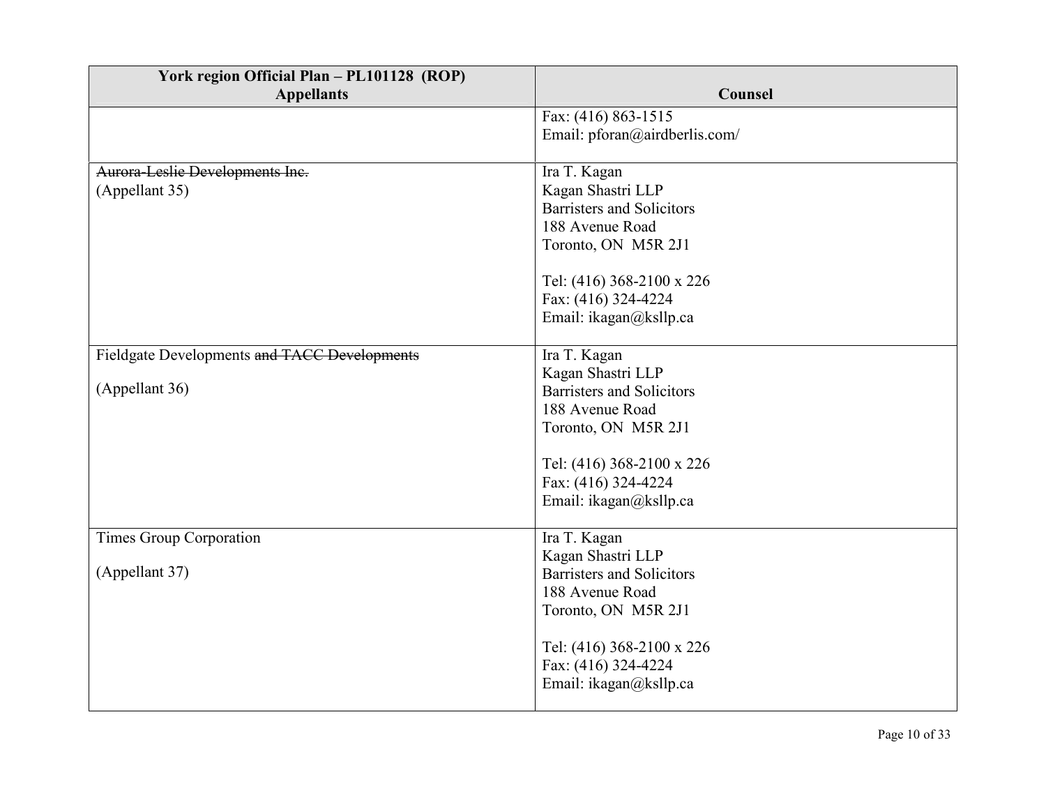| York region Official Plan – PL101128 (ROP) Appellants | Counsel |
|---|---|
| | Fax: (416) 863-1515<br>Email: pforan@airdberlis.com/ |
| ~~Aurora-Leslie Developments Inc.~~<br>(Appellant 35) | Ira T. Kagan<br>Kagan Shastri LLP<br>Barristers and Solicitors<br>188 Avenue Road<br>Toronto, ON M5R 2J1<br><br>Tel: (416) 368-2100 x 226<br>Fax: (416) 324-4224<br>Email: ikagan@ksllp.ca |
| Fieldgate Developments ~~and TACC Developments~~<br><br>(Appellant 36) | Ira T. Kagan<br>Kagan Shastri LLP<br>Barristers and Solicitors<br>188 Avenue Road<br>Toronto, ON M5R 2J1<br><br>Tel: (416) 368-2100 x 226<br>Fax: (416) 324-4224<br>Email: ikagan@ksllp.ca |
| Times Group Corporation<br><br>(Appellant 37) | Ira T. Kagan<br>Kagan Shastri LLP<br>Barristers and Solicitors<br>188 Avenue Road<br>Toronto, ON M5R 2J1<br><br>Tel: (416) 368-2100 x 226<br>Fax: (416) 324-4224<br>Email: ikagan@ksllp.ca |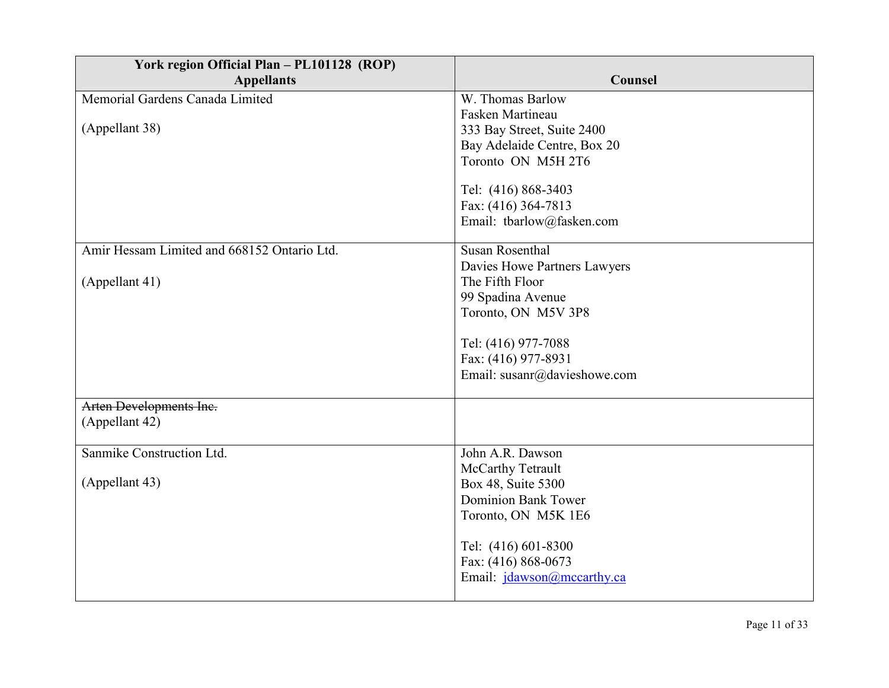| York region Official Plan – PL101128 (ROP)<br>Appellants | Counsel |
|---|---|
| Memorial Gardens Canada Limited<br><br>(Appellant 38) | W. Thomas Barlow<br>Fasken Martineau<br>333 Bay Street, Suite 2400<br>Bay Adelaide Centre, Box 20<br>Toronto ON M5H 2T6<br><br>Tel: (416) 868-3403<br>Fax: (416) 364-7813<br>Email: tbarlow@fasken.com |
| Amir Hessam Limited and 668152 Ontario Ltd.<br><br>(Appellant 41) | Susan Rosenthal<br>Davies Howe Partners Lawyers<br>The Fifth Floor<br>99 Spadina Avenue<br>Toronto, ON M5V 3P8<br><br>Tel: (416) 977-7088<br>Fax: (416) 977-8931<br>Email: susanr@davieshowe.com |
| ~~Arten Developments Inc.~~<br>(Appellant 42) | |
| Sanmike Construction Ltd.<br><br>(Appellant 43) | John A.R. Dawson<br>McCarthy Tetrault<br>Box 48, Suite 5300<br>Dominion Bank Tower<br>Toronto, ON M5K 1E6<br><br>Tel: (416) 601-8300<br>Fax: (416) 868-0673<br>Email: jdawson@mccarthy.ca |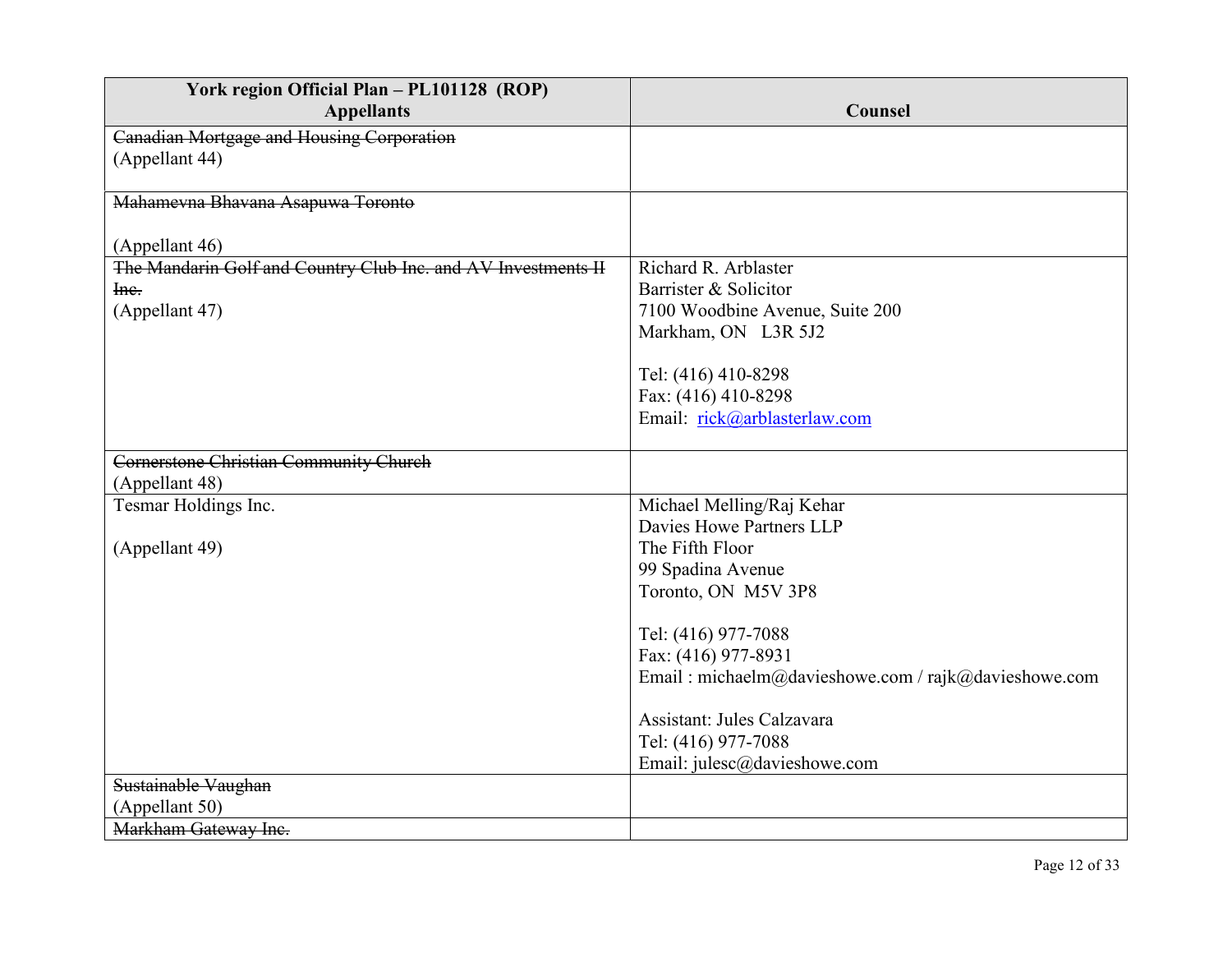| York region Official Plan – PL101128 (ROP)<br>Appellants | Counsel |
|---|---|
| ~~Canadian Mortgage and Housing Corporation~~<br>(Appellant 44) | |
| ~~Mahamevna Bhavana Asapuwa Toronto~~<br><br>(Appellant 46) | |
| ~~The Mandarin Golf and Country Club Inc. and AV Investments II Inc.~~<br>(Appellant 47) | Richard R. Arblaster<br>Barrister & Solicitor<br>7100 Woodbine Avenue, Suite 200<br>Markham, ON L3R 5J2<br><br>Tel: (416) 410-8298<br>Fax: (416) 410-8298<br>Email: rick@arblasterlaw.com |
| ~~Cornerstone Christian Community Church~~<br>(Appellant 48) | |
| Tesmar Holdings Inc.<br><br>(Appellant 49) | Michael Melling/Raj Kehar<br>Davies Howe Partners LLP<br>The Fifth Floor<br>99 Spadina Avenue<br>Toronto, ON M5V 3P8<br><br>Tel: (416) 977-7088<br>Fax: (416) 977-8931<br>Email : michaelm@davieshowe.com / rajk@davieshowe.com<br><br>Assistant: Jules Calzavara<br>Tel: (416) 977-7088<br>Email: julesc@davieshowe.com |
| ~~Sustainable Vaughan~~<br>(Appellant 50) | |
| ~~Markham Gateway Inc.~~ | |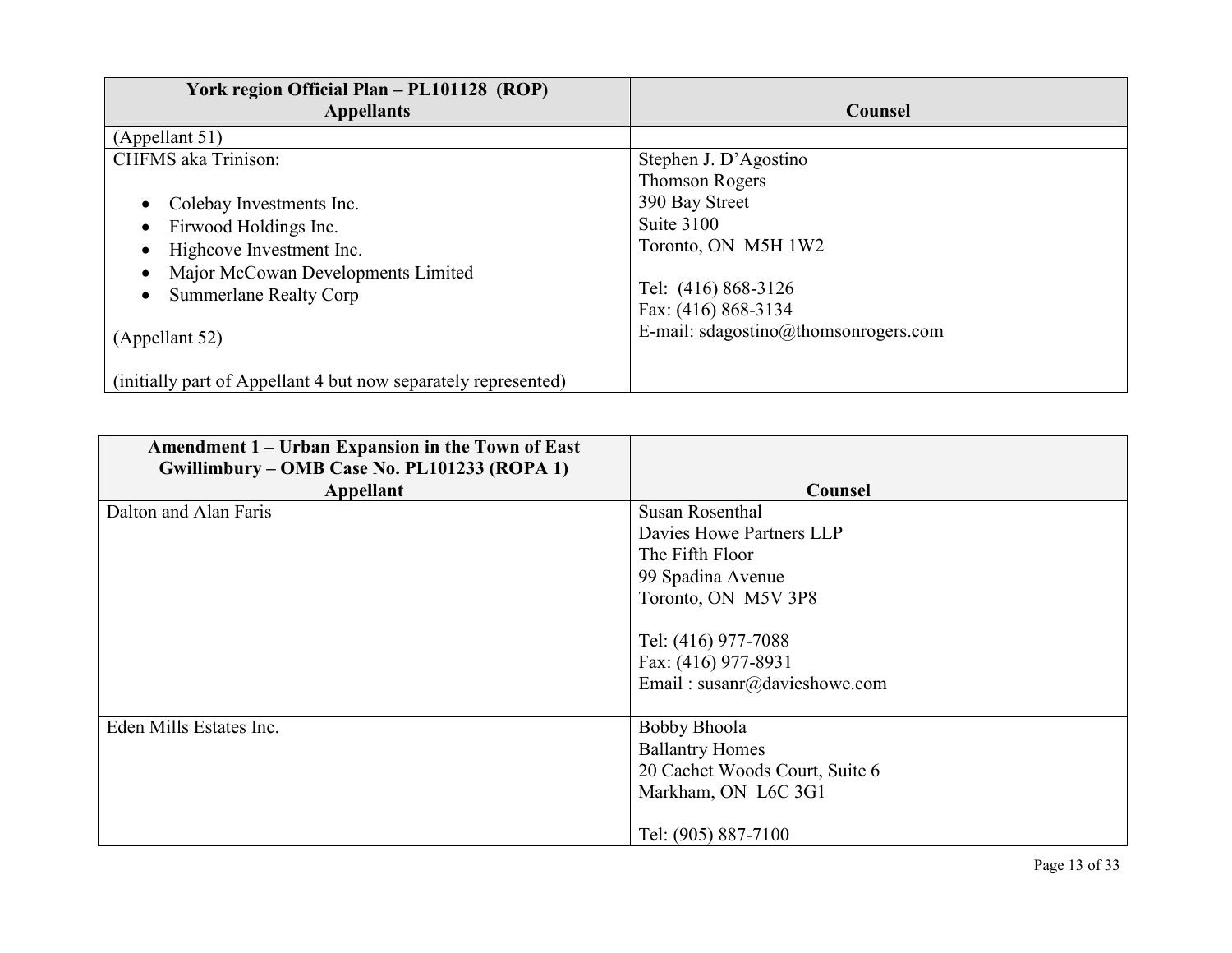| York region Official Plan – PL101128 (ROP) Appellants | Counsel |
|---|---|
| (Appellant 51) | |
| CHFMS aka Trinison:<br><br>• Colebay Investments Inc.<br>• Firwood Holdings Inc.<br>• Highcove Investment Inc.<br>• Major McCowan Developments Limited<br>• Summerlane Realty Corp<br><br>(Appellant 52)<br><br>(initially part of Appellant 4 but now separately represented) | Stephen J. D'Agostino<br>Thomson Rogers<br>390 Bay Street<br>Suite 3100<br>Toronto, ON M5H 1W2<br><br>Tel: (416) 868-3126<br>Fax: (416) 868-3134<br>E-mail: sdagostino@thomsonrogers.com |

| Amendment 1 – Urban Expansion in the Town of East Gwillimbury – OMB Case No. PL101233 (ROPA 1) Appellant | Counsel |
|---|---|
| Dalton and Alan Faris | Susan Rosenthal<br>Davies Howe Partners LLP<br>The Fifth Floor<br>99 Spadina Avenue<br>Toronto, ON M5V 3P8<br><br>Tel: (416) 977-7088<br>Fax: (416) 977-8931<br>Email : susanr@davieshowe.com |
| Eden Mills Estates Inc. | Bobby Bhoola<br>Ballantry Homes<br>20 Cachet Woods Court, Suite 6<br>Markham, ON L6C 3G1<br><br>Tel: (905) 887-7100 |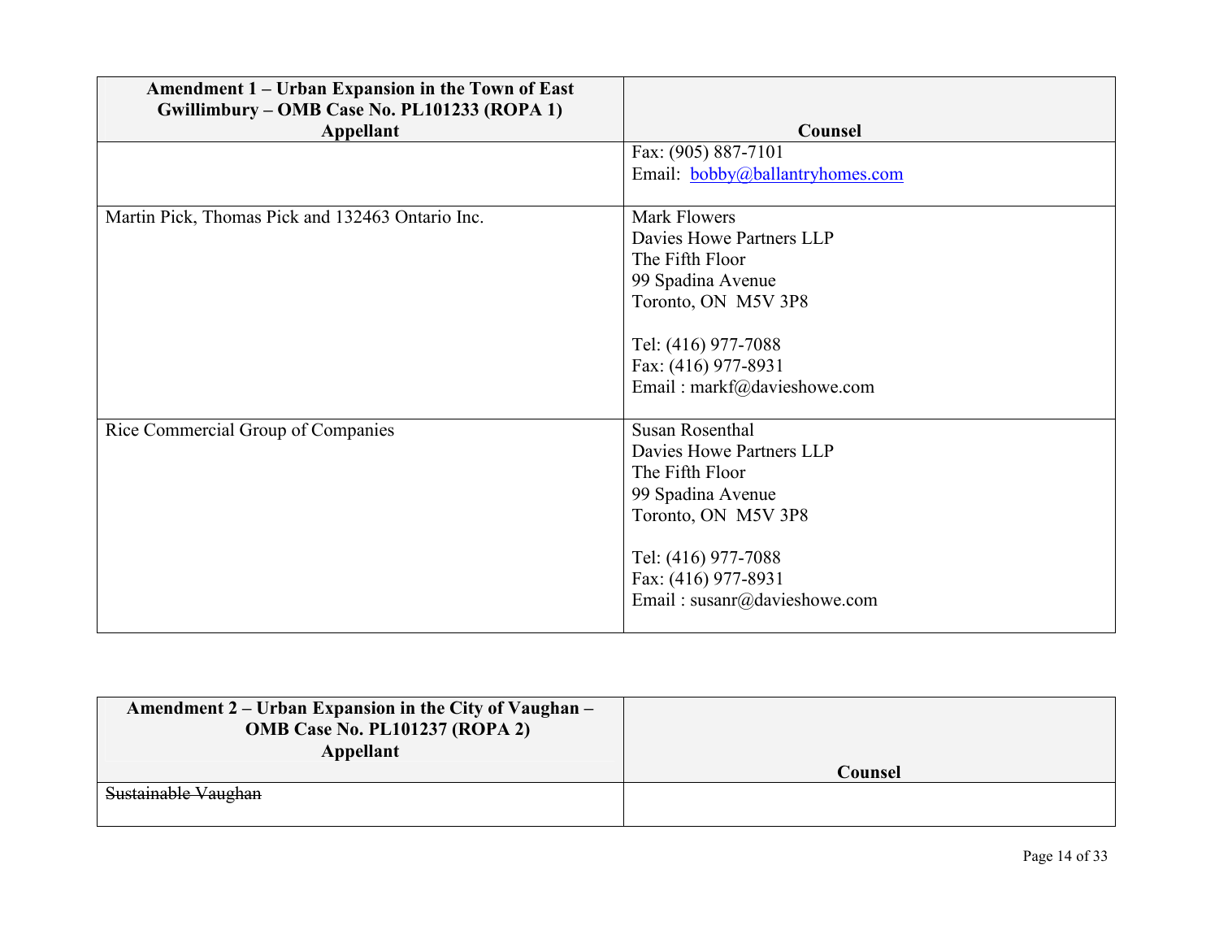| Amendment 1 – Urban Expansion in the Town of East Gwillimbury – OMB Case No. PL101233 (ROPA 1) Appellant | Counsel |
|---|---|
| | Fax: (905) 887-7101<br>Email: bobby@ballantryhomes.com |
| Martin Pick, Thomas Pick and 132463 Ontario Inc. | Mark Flowers<br>Davies Howe Partners LLP<br>The Fifth Floor<br>99 Spadina Avenue<br>Toronto, ON M5V 3P8<br><br>Tel: (416) 977-7088<br>Fax: (416) 977-8931<br>Email : markf@davieshowe.com |
| Rice Commercial Group of Companies | Susan Rosenthal<br>Davies Howe Partners LLP<br>The Fifth Floor<br>99 Spadina Avenue<br>Toronto, ON M5V 3P8<br><br>Tel: (416) 977-7088<br>Fax: (416) 977-8931<br>Email : susanr@davieshowe.com |

| Amendment 2 – Urban Expansion in the City of Vaughan – OMB Case No. PL101237 (ROPA 2) Appellant | Counsel |
|---|---|
| ~~Sustainable Vaughan~~ | |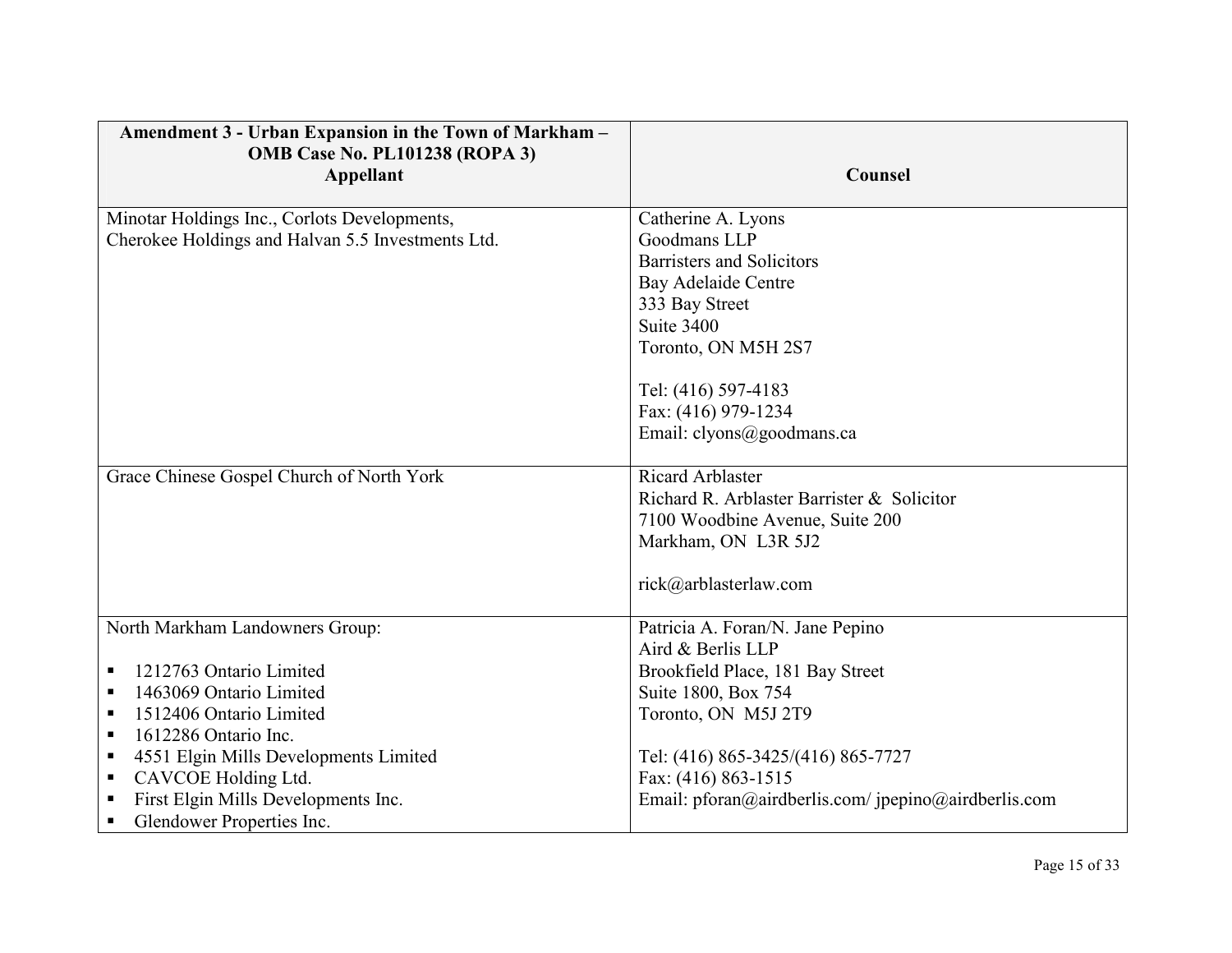| Amendment 3 - Urban Expansion in the Town of Markham – OMB Case No. PL101238 (ROPA 3) Appellant | Counsel |
|---|---|
| Minotar Holdings Inc., Corlots Developments, Cherokee Holdings and Halvan 5.5 Investments Ltd. | Catherine A. Lyons<br>Goodmans LLP<br>Barristers and Solicitors<br>Bay Adelaide Centre<br>333 Bay Street<br>Suite 3400<br>Toronto, ON M5H 2S7<br><br>Tel: (416) 597-4183<br>Fax: (416) 979-1234<br>Email: clyons@goodmans.ca |
| Grace Chinese Gospel Church of North York | Ricard Arblaster<br>Richard R. Arblaster Barrister & Solicitor<br>7100 Woodbine Avenue, Suite 200<br>Markham, ON L3R 5J2<br><br>rick@arblasterlaw.com |
| North Markham Landowners Group:<br><br>▪ 1212763 Ontario Limited<br>▪ 1463069 Ontario Limited<br>▪ 1512406 Ontario Limited<br>▪ 1612286 Ontario Inc.<br>▪ 4551 Elgin Mills Developments Limited<br>▪ CAVCOE Holding Ltd.<br>▪ First Elgin Mills Developments Inc.<br>▪ Glendower Properties Inc. | Patricia A. Foran/N. Jane Pepino<br>Aird & Berlis LLP<br>Brookfield Place, 181 Bay Street<br>Suite 1800, Box 754<br>Toronto, ON M5J 2T9<br><br>Tel: (416) 865-3425/(416) 865-7727<br>Fax: (416) 863-1515<br>Email: pforan@airdberlis.com/ jpepino@airdberlis.com |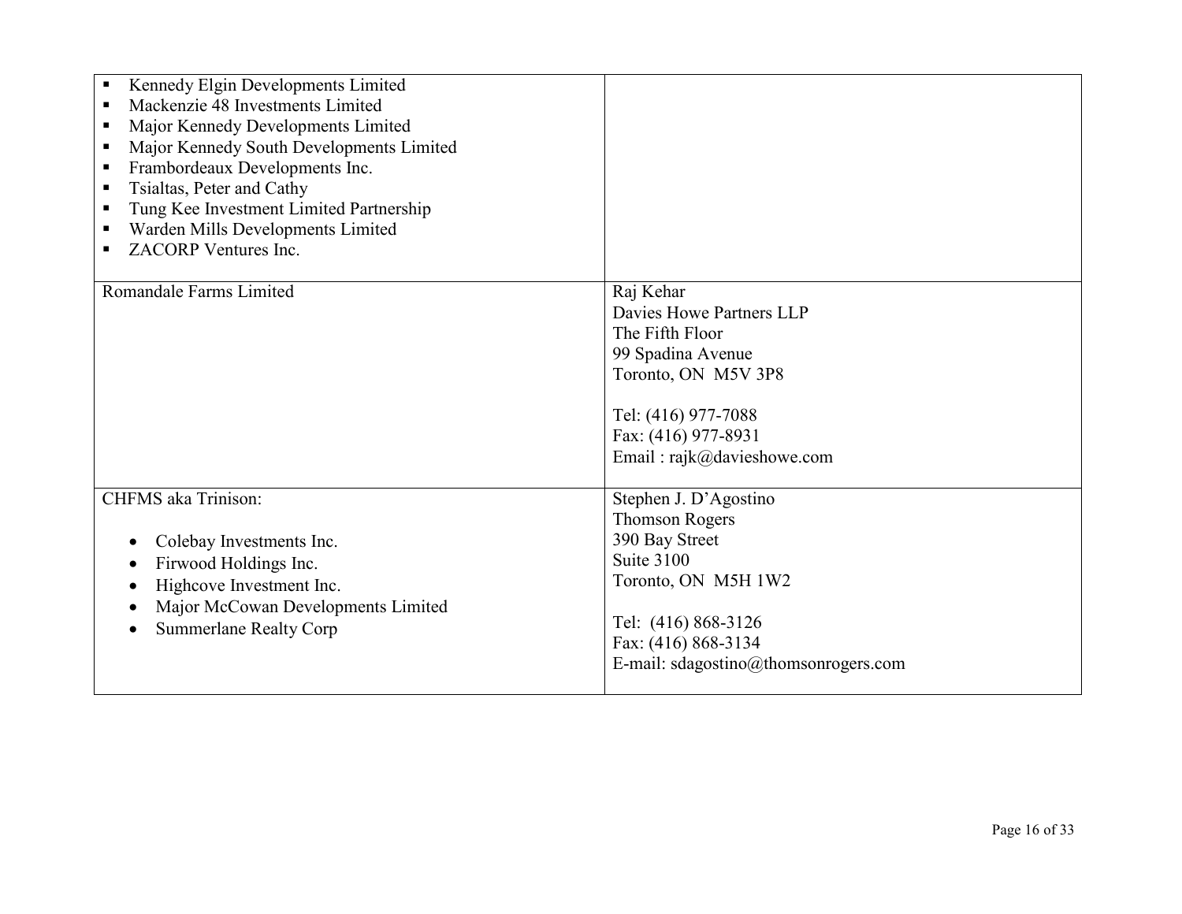| | |
|---|---|
| ▪ Kennedy Elgin Developments Limited<br>▪ Mackenzie 48 Investments Limited<br>▪ Major Kennedy Developments Limited<br>▪ Major Kennedy South Developments Limited<br>▪ Frambordeaux Developments Inc.<br>▪ Tsialtas, Peter and Cathy<br>▪ Tung Kee Investment Limited Partnership<br>▪ Warden Mills Developments Limited<br>▪ ZACORP Ventures Inc. | |
| Romandale Farms Limited | Raj Kehar<br>Davies Howe Partners LLP<br>The Fifth Floor<br>99 Spadina Avenue<br>Toronto, ON M5V 3P8<br><br>Tel: (416) 977-7088<br>Fax: (416) 977-8931<br>Email : rajk@davieshowe.com |
| CHFMS aka Trinison:<br><br>• Colebay Investments Inc.<br>• Firwood Holdings Inc.<br>• Highcove Investment Inc.<br>• Major McCowan Developments Limited<br>• Summerlane Realty Corp | Stephen J. D'Agostino<br>Thomson Rogers<br>390 Bay Street<br>Suite 3100<br>Toronto, ON M5H 1W2<br><br>Tel: (416) 868-3126<br>Fax: (416) 868-3134<br>E-mail: sdagostino@thomsonrogers.com |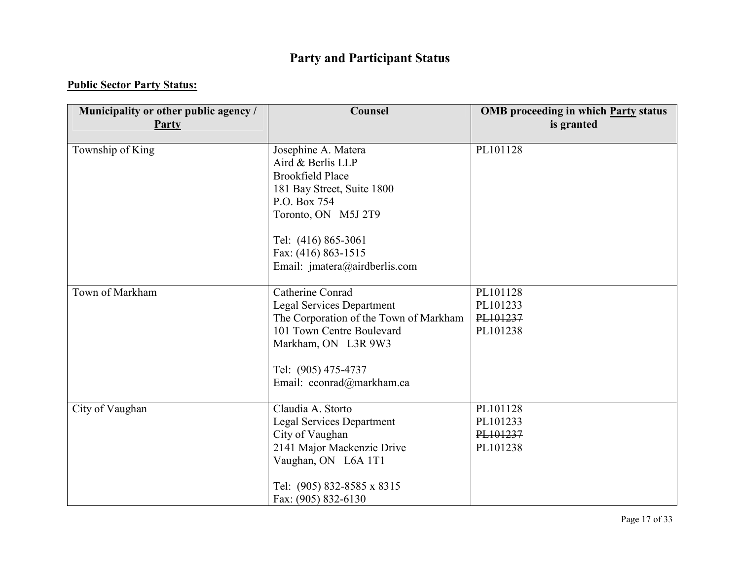# Party and Participant Status

**Public Sector Party Status:**

| Municipality or other public agency / Party | Counsel | OMB proceeding in which Party status is granted |
|---|---|---|
| Township of King | Josephine A. Matera<br>Aird & Berlis LLP<br>Brookfield Place<br>181 Bay Street, Suite 1800<br>P.O. Box 754<br>Toronto, ON M5J 2T9<br><br>Tel: (416) 865-3061<br>Fax: (416) 863-1515<br>Email: jmatera@airdberlis.com | PL101128 |
| Town of Markham | Catherine Conrad<br>Legal Services Department<br>The Corporation of the Town of Markham<br>101 Town Centre Boulevard<br>Markham, ON L3R 9W3<br><br>Tel: (905) 475-4737<br>Email: cconrad@markham.ca | PL101128<br>PL101233<br>~~PL101237~~<br>PL101238 |
| City of Vaughan | Claudia A. Storto<br>Legal Services Department<br>City of Vaughan<br>2141 Major Mackenzie Drive<br>Vaughan, ON L6A 1T1<br><br>Tel: (905) 832-8585 x 8315<br>Fax: (905) 832-6130 | PL101128<br>PL101233<br>~~PL101237~~<br>PL101238 |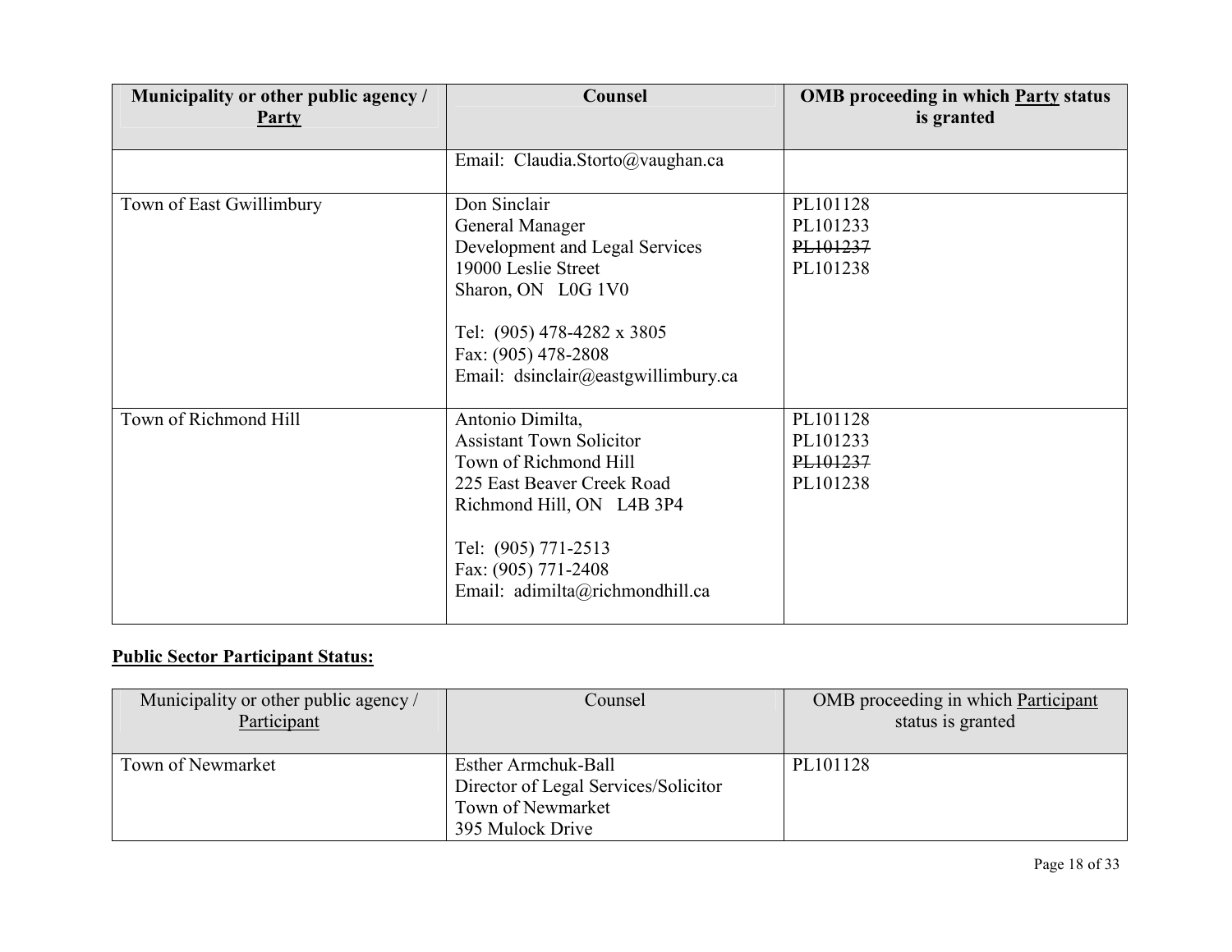| Municipality or other public agency / Party | Counsel | OMB proceeding in which Party status is granted |
|---|---|---|
| | Email: Claudia.Storto@vaughan.ca | |
| Town of East Gwillimbury | Don Sinclair<br>General Manager<br>Development and Legal Services<br>19000 Leslie Street<br>Sharon, ON L0G 1V0<br><br>Tel: (905) 478-4282 x 3805<br>Fax: (905) 478-2808<br>Email: dsinclair@eastgwillimbury.ca | PL101128<br>PL101233<br>~~PL101237~~<br>PL101238 |
| Town of Richmond Hill | Antonio Dimilta,<br>Assistant Town Solicitor<br>Town of Richmond Hill<br>225 East Beaver Creek Road<br>Richmond Hill, ON L4B 3P4<br><br>Tel: (905) 771-2513<br>Fax: (905) 771-2408<br>Email: adimilta@richmondhill.ca | PL101128<br>PL101233<br>~~PL101237~~<br>PL101238 |

**Public Sector Participant Status:**

| Municipality or other public agency / Participant | Counsel | OMB proceeding in which Participant status is granted |
|---|---|---|
| Town of Newmarket | Esther Armchuk-Ball<br>Director of Legal Services/Solicitor<br>Town of Newmarket<br>395 Mulock Drive | PL101128 |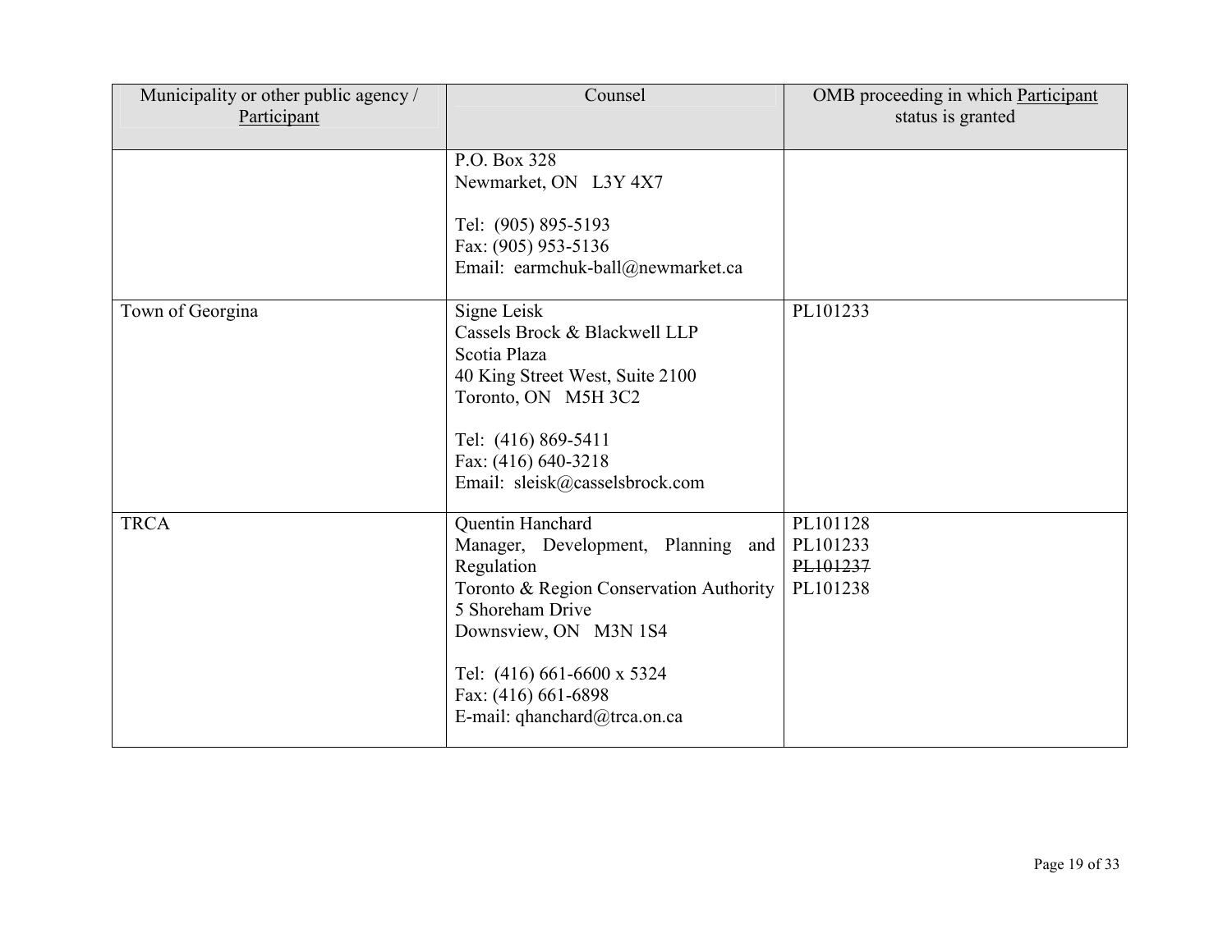| Municipality or other public agency / <u>Participant</u> | Counsel | OMB proceeding in which <u>Participant</u> status is granted |
|---|---|---|
| | P.O. Box 328<br>Newmarket, ON L3Y 4X7<br><br>Tel: (905) 895-5193<br>Fax: (905) 953-5136<br>Email: earmchuk-ball@newmarket.ca | |
| Town of Georgina | Signe Leisk<br>Cassels Brock & Blackwell LLP<br>Scotia Plaza<br>40 King Street West, Suite 2100<br>Toronto, ON M5H 3C2<br><br>Tel: (416) 869-5411<br>Fax: (416) 640-3218<br>Email: sleisk@casselsbrock.com | PL101233 |
| TRCA | Quentin Hanchard<br>Manager, Development, Planning and Regulation<br>Toronto & Region Conservation Authority<br>5 Shoreham Drive<br>Downsview, ON M3N 1S4<br><br>Tel: (416) 661-6600 x 5324<br>Fax: (416) 661-6898<br>E-mail: qhanchard@trca.on.ca | PL101128<br>PL101233<br>~~PL101237~~<br>PL101238 |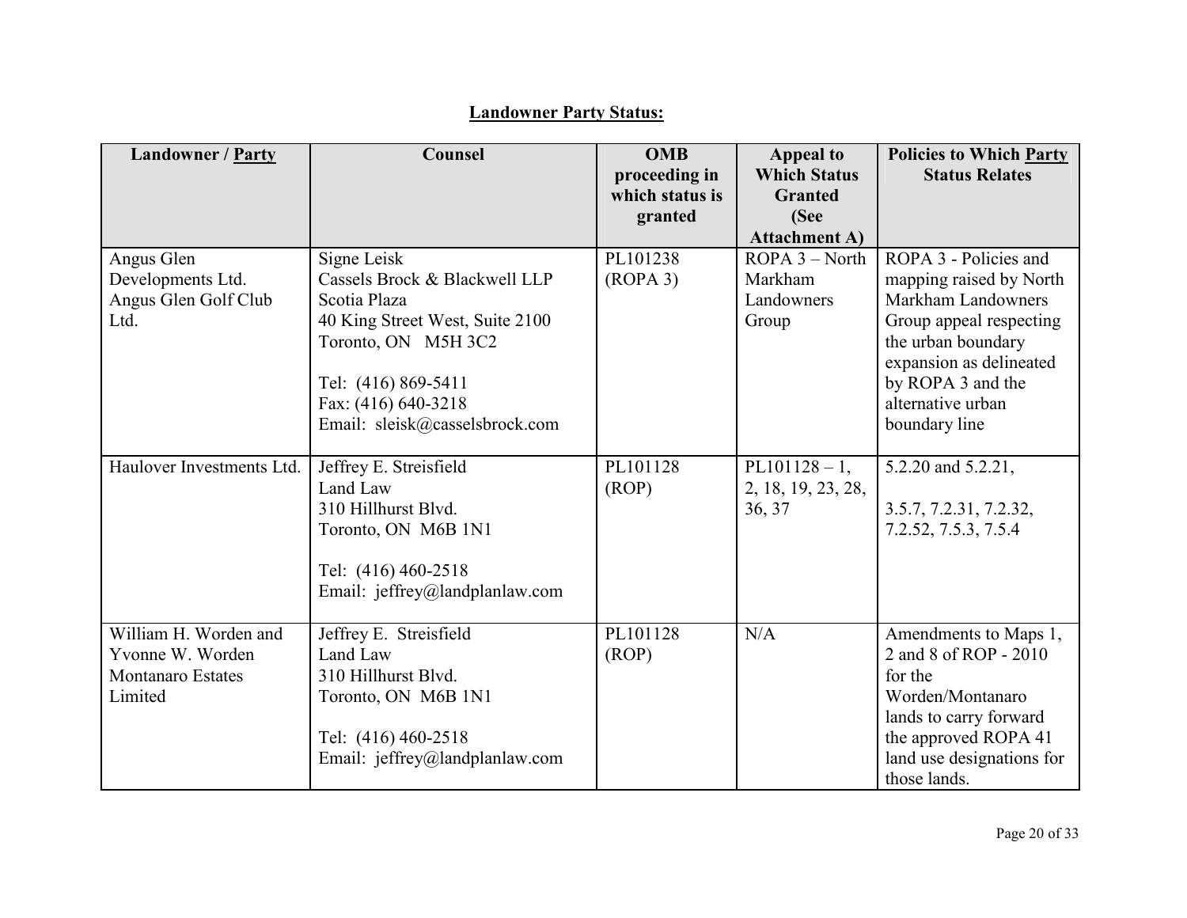**Landowner Party Status:**

| Landowner / Party | Counsel | OMB proceeding in which status is granted | Appeal to Which Status Granted (See Attachment A) | Policies to Which Party Status Relates |
|---|---|---|---|---|
| Angus Glen Developments Ltd. Angus Glen Golf Club Ltd. | Signe Leisk<br>Cassels Brock & Blackwell LLP<br>Scotia Plaza<br>40 King Street West, Suite 2100<br>Toronto, ON M5H 3C2<br><br>Tel: (416) 869-5411<br>Fax: (416) 640-3218<br>Email: sleisk@casselsbrock.com | PL101238 (ROPA 3) | ROPA 3 – North Markham Landowners Group | ROPA 3 - Policies and mapping raised by North Markham Landowners Group appeal respecting the urban boundary expansion as delineated by ROPA 3 and the alternative urban boundary line |
| Haulover Investments Ltd. | Jeffrey E. Streisfield<br>Land Law<br>310 Hillhurst Blvd.<br>Toronto, ON M6B 1N1<br><br>Tel: (416) 460-2518<br>Email: jeffrey@landplanlaw.com | PL101128 (ROP) | PL101128 – 1, 2, 18, 19, 23, 28, 36, 37 | 5.2.20 and 5.2.21,<br><br>3.5.7, 7.2.31, 7.2.32, 7.2.52, 7.5.3, 7.5.4 |
| William H. Worden and Yvonne W. Worden<br>Montanaro Estates Limited | Jeffrey E. Streisfield<br>Land Law<br>310 Hillhurst Blvd.<br>Toronto, ON M6B 1N1<br><br>Tel: (416) 460-2518<br>Email: jeffrey@landplanlaw.com | PL101128 (ROP) | N/A | Amendments to Maps 1, 2 and 8 of ROP - 2010 for the Worden/Montanaro lands to carry forward the approved ROPA 41 land use designations for those lands. |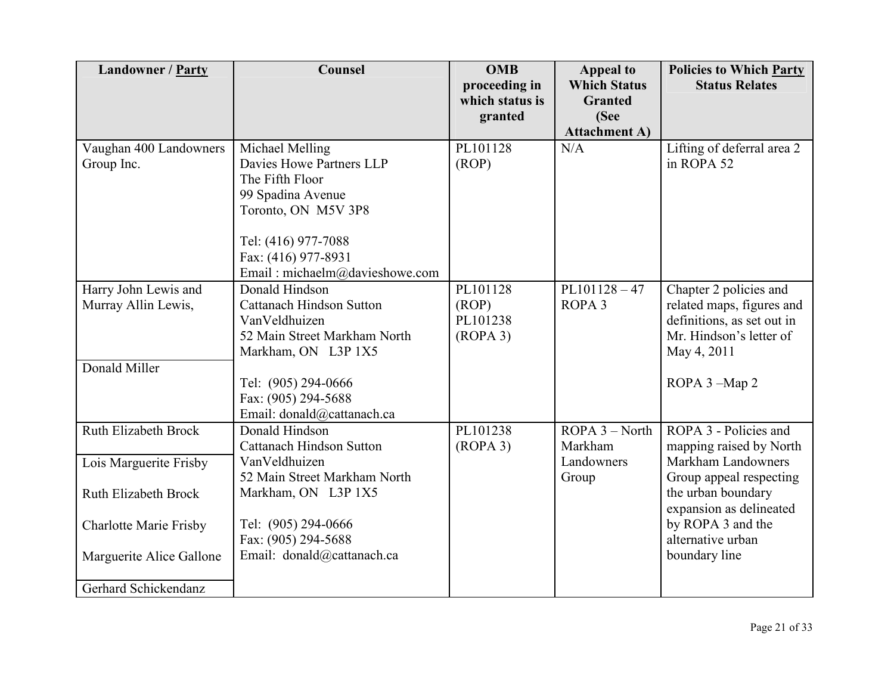| Landowner / Party | Counsel | OMB proceeding in which status is granted | Appeal to Which Status Granted (See Attachment A) | Policies to Which Party Status Relates |
|---|---|---|---|---|
| Vaughan 400 Landowners Group Inc. | Michael Melling<br>Davies Howe Partners LLP<br>The Fifth Floor<br>99 Spadina Avenue<br>Toronto, ON M5V 3P8<br><br>Tel: (416) 977-7088<br>Fax: (416) 977-8931<br>Email : michaelm@davieshowe.com | PL101128 (ROP) | N/A | Lifting of deferral area 2 in ROPA 52 |
| Harry John Lewis and Murray Allin Lewis,<br><br>Donald Miller | Donald Hindson<br>Cattanach Hindson Sutton VanVeldhuizen<br>52 Main Street Markham North<br>Markham, ON L3P 1X5<br><br>Tel: (905) 294-0666<br>Fax: (905) 294-5688<br>Email: donald@cattanach.ca | PL101128 (ROP)<br>PL101238 (ROPA 3) | PL101128 – 47<br>ROPA 3 | Chapter 2 policies and related maps, figures and definitions, as set out in Mr. Hindson's letter of May 4, 2011<br><br>ROPA 3 –Map 2 |
| Ruth Elizabeth Brock<br><br>Lois Marguerite Frisby<br><br>Ruth Elizabeth Brock<br><br>Charlotte Marie Frisby<br><br>Marguerite Alice Gallone<br><br>Gerhard Schickendanz | Donald Hindson<br>Cattanach Hindson Sutton VanVeldhuizen<br>52 Main Street Markham North<br>Markham, ON L3P 1X5<br><br>Tel: (905) 294-0666<br>Fax: (905) 294-5688<br>Email: donald@cattanach.ca | PL101238 (ROPA 3) | ROPA 3 – North Markham Landowners Group | ROPA 3 - Policies and mapping raised by North Markham Landowners Group appeal respecting the urban boundary expansion as delineated by ROPA 3 and the alternative urban boundary line |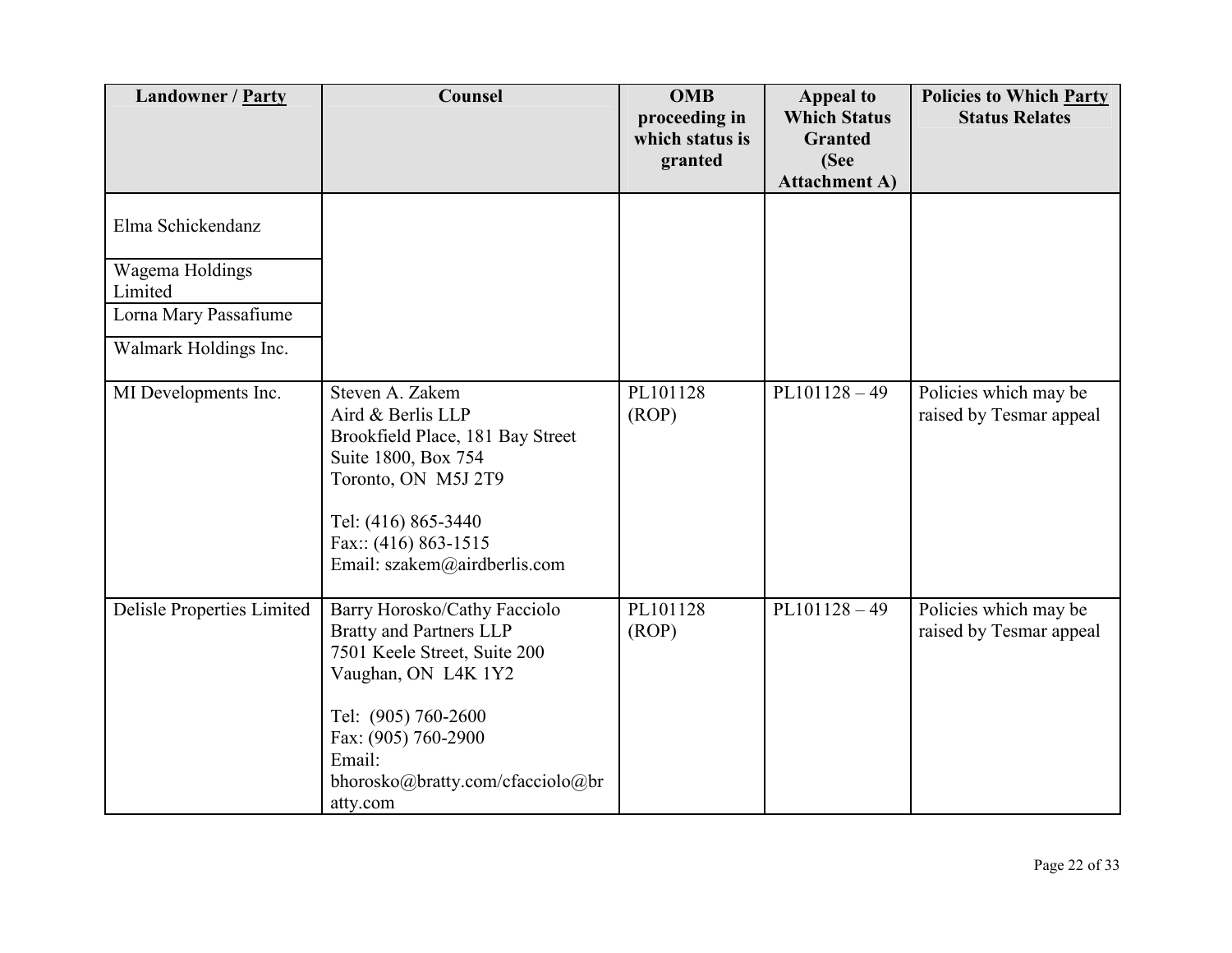| Landowner / Party | Counsel | OMB proceeding in which status is granted | Appeal to Which Status Granted (See Attachment A) | Policies to Which Party Status Relates |
|---|---|---|---|---|
| Elma Schickendanz | | | | |
| Wagema Holdings Limited | | | | |
| Lorna Mary Passafiume | | | | |
| Walmark Holdings Inc. | | | | |
| MI Developments Inc. | Steven A. Zakem<br>Aird & Berlis LLP<br>Brookfield Place, 181 Bay Street<br>Suite 1800, Box 754<br>Toronto, ON M5J 2T9<br><br>Tel: (416) 865-3440<br>Fax:: (416) 863-1515<br>Email: szakem@airdberlis.com | PL101128 (ROP) | PL101128 – 49 | Policies which may be raised by Tesmar appeal |
| Delisle Properties Limited | Barry Horosko/Cathy Facciolo<br>Bratty and Partners LLP<br>7501 Keele Street, Suite 200<br>Vaughan, ON L4K 1Y2<br><br>Tel: (905) 760-2600<br>Fax: (905) 760-2900<br>Email: bhorosko@bratty.com/cfacciolo@bratty.com | PL101128 (ROP) | PL101128 – 49 | Policies which may be raised by Tesmar appeal |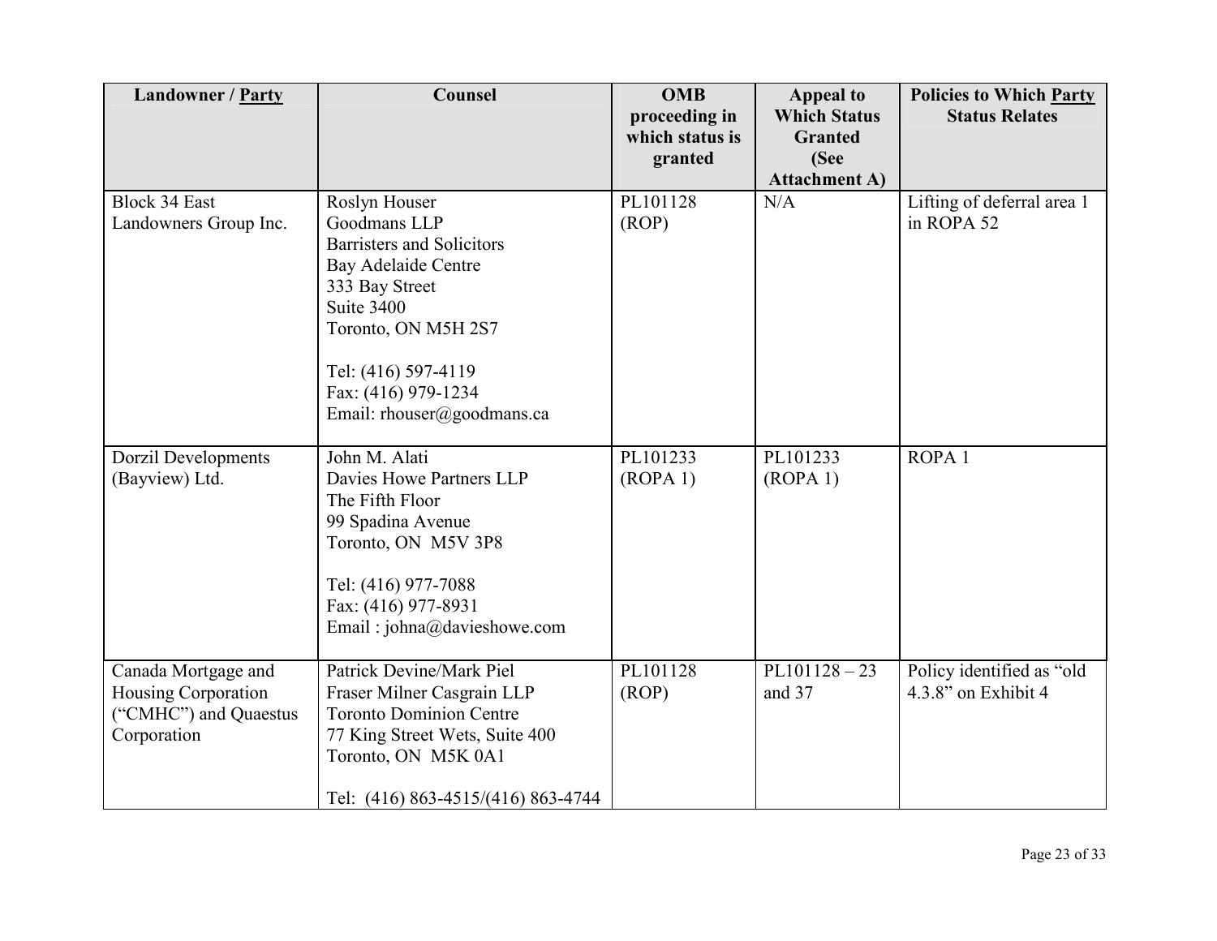| Landowner / Party | Counsel | OMB proceeding in which status is granted | Appeal to Which Status Granted (See Attachment A) | Policies to Which Party Status Relates |
|---|---|---|---|---|
| Block 34 East Landowners Group Inc. | Roslyn Houser<br>Goodmans LLP<br>Barristers and Solicitors<br>Bay Adelaide Centre<br>333 Bay Street<br>Suite 3400<br>Toronto, ON M5H 2S7<br><br>Tel: (416) 597-4119<br>Fax: (416) 979-1234<br>Email: rhouser@goodmans.ca | PL101128 (ROP) | N/A | Lifting of deferral area 1 in ROPA 52 |
| Dorzil Developments (Bayview) Ltd. | John M. Alati<br>Davies Howe Partners LLP<br>The Fifth Floor<br>99 Spadina Avenue<br>Toronto, ON M5V 3P8<br><br>Tel: (416) 977-7088<br>Fax: (416) 977-8931<br>Email : johna@davieshowe.com | PL101233 (ROPA 1) | PL101233 (ROPA 1) | ROPA 1 |
| Canada Mortgage and Housing Corporation ("CMHC") and Quaestus Corporation | Patrick Devine/Mark Piel<br>Fraser Milner Casgrain LLP<br>Toronto Dominion Centre<br>77 King Street Wets, Suite 400<br>Toronto, ON M5K 0A1<br><br>Tel: (416) 863-4515/(416) 863-4744 | PL101128 (ROP) | PL101128 – 23 and 37 | Policy identified as "old 4.3.8" on Exhibit 4 |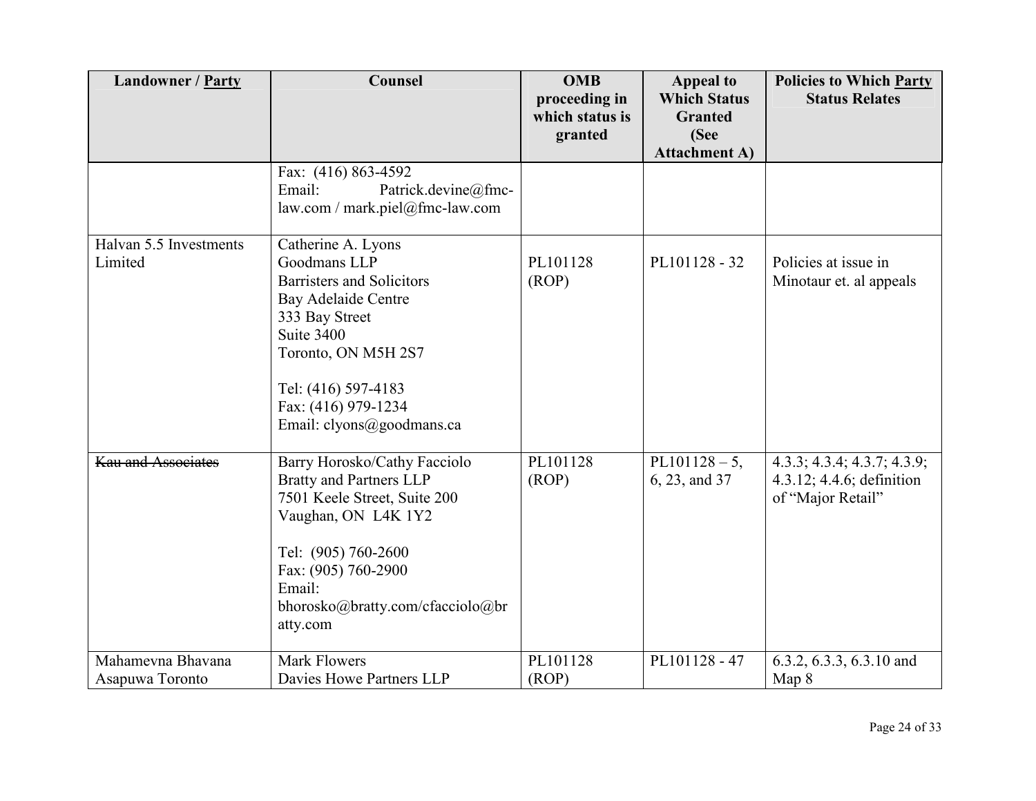| Landowner / <u>Party</u> | Counsel | OMB proceeding in which status is granted | Appeal to Which Status Granted (See Attachment A) | Policies to Which <u>Party</u> Status Relates |
|---|---|---|---|---|
| | Fax: (416) 863-4592<br>Email: Patrick.devine@fmc-law.com / mark.piel@fmc-law.com | | | |
| Halvan 5.5 Investments Limited | Catherine A. Lyons<br>Goodmans LLP<br>Barristers and Solicitors<br>Bay Adelaide Centre<br>333 Bay Street<br>Suite 3400<br>Toronto, ON M5H 2S7<br><br>Tel: (416) 597-4183<br>Fax: (416) 979-1234<br>Email: clyons@goodmans.ca | PL101128 (ROP) | PL101128 - 32 | Policies at issue in Minotaur et. al appeals |
| ~~Kau and Associates~~ | Barry Horosko/Cathy Facciolo<br>Bratty and Partners LLP<br>7501 Keele Street, Suite 200<br>Vaughan, ON L4K 1Y2<br><br>Tel: (905) 760-2600<br>Fax: (905) 760-2900<br>Email: bhorosko@bratty.com/cfacciolo@bratty.com | PL101128 (ROP) | PL101128 – 5, 6, 23, and 37 | 4.3.3; 4.3.4; 4.3.7; 4.3.9; 4.3.12; 4.4.6; definition of "Major Retail" |
| Mahamevna Bhavana Asapuwa Toronto | Mark Flowers<br>Davies Howe Partners LLP | PL101128 (ROP) | PL101128 - 47 | 6.3.2, 6.3.3, 6.3.10 and Map 8 |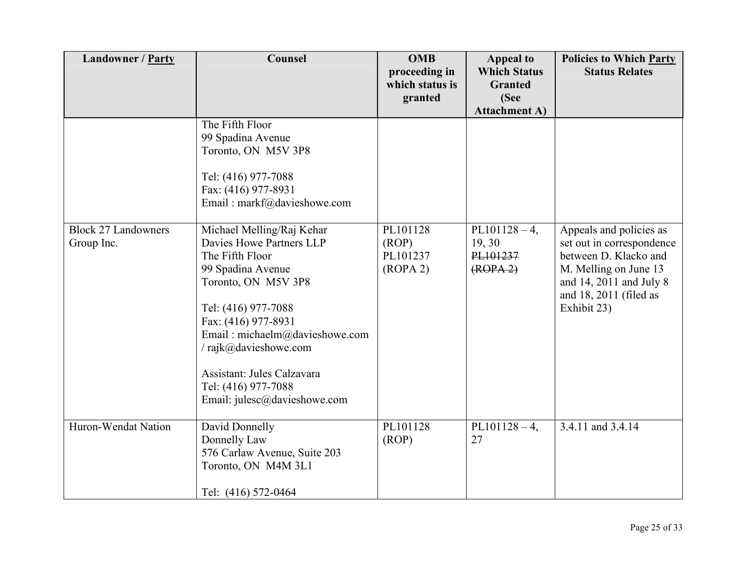| Landowner / Party | Counsel | OMB proceeding in which status is granted | Appeal to Which Status Granted (See Attachment A) | Policies to Which Party Status Relates |
|---|---|---|---|---|
| | The Fifth Floor<br>99 Spadina Avenue<br>Toronto, ON M5V 3P8<br><br>Tel: (416) 977-7088<br>Fax: (416) 977-8931<br>Email : markf@davieshowe.com | | | |
| Block 27 Landowners Group Inc. | Michael Melling/Raj Kehar<br>Davies Howe Partners LLP<br>The Fifth Floor<br>99 Spadina Avenue<br>Toronto, ON M5V 3P8<br><br>Tel: (416) 977-7088<br>Fax: (416) 977-8931<br>Email : michaelm@davieshowe.com / rajk@davieshowe.com<br><br>Assistant: Jules Calzavara<br>Tel: (416) 977-7088<br>Email: julesc@davieshowe.com | PL101128 (ROP)<br>PL101237 (ROPA 2) | PL101128 – 4, 19, 30<br>~~PL101237 (ROPA 2)~~ | Appeals and policies as set out in correspondence between D. Klacko and M. Melling on June 13 and 14, 2011 and July 8 and 18, 2011 (filed as Exhibit 23) |
| Huron-Wendat Nation | David Donnelly<br>Donnelly Law<br>576 Carlaw Avenue, Suite 203<br>Toronto, ON M4M 3L1<br><br>Tel: (416) 572-0464 | PL101128 (ROP) | PL101128 – 4, 27 | 3.4.11 and 3.4.14 |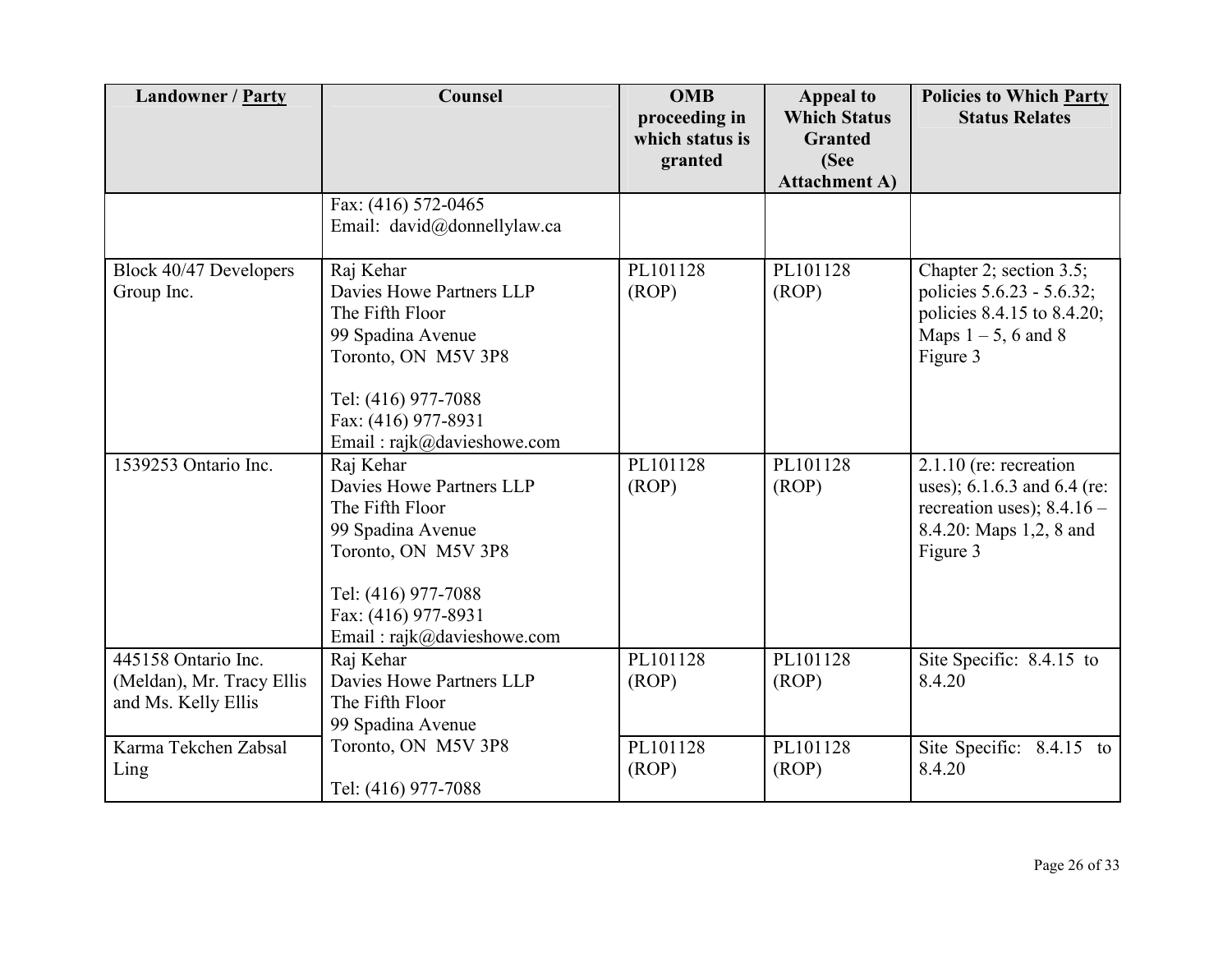| Landowner / Party | Counsel | OMB proceeding in which status is granted | Appeal to Which Status Granted (See Attachment A) | Policies to Which Party Status Relates |
|---|---|---|---|---|
| | Fax: (416) 572-0465<br>Email: david@donnellylaw.ca | | | |
| Block 40/47 Developers Group Inc. | Raj Kehar<br>Davies Howe Partners LLP<br>The Fifth Floor<br>99 Spadina Avenue<br>Toronto, ON M5V 3P8<br><br>Tel: (416) 977-7088<br>Fax: (416) 977-8931<br>Email : rajk@davieshowe.com | PL101128 (ROP) | PL101128 (ROP) | Chapter 2; section 3.5; policies 5.6.23 - 5.6.32; policies 8.4.15 to 8.4.20; Maps 1 – 5, 6 and 8 Figure 3 |
| 1539253 Ontario Inc. | Raj Kehar<br>Davies Howe Partners LLP<br>The Fifth Floor<br>99 Spadina Avenue<br>Toronto, ON M5V 3P8<br><br>Tel: (416) 977-7088<br>Fax: (416) 977-8931<br>Email : rajk@davieshowe.com | PL101128 (ROP) | PL101128 (ROP) | 2.1.10 (re: recreation uses); 6.1.6.3 and 6.4 (re: recreation uses); 8.4.16 – 8.4.20: Maps 1,2, 8 and Figure 3 |
| 445158 Ontario Inc. (Meldan), Mr. Tracy Ellis and Ms. Kelly Ellis | Raj Kehar<br>Davies Howe Partners LLP<br>The Fifth Floor<br>99 Spadina Avenue<br>Toronto, ON M5V 3P8<br><br>Tel: (416) 977-7088 | PL101128 (ROP) | PL101128 (ROP) | Site Specific: 8.4.15 to 8.4.20 |
| Karma Tekchen Zabsal Ling | | PL101128 (ROP) | PL101128 (ROP) | Site Specific: 8.4.15 to 8.4.20 |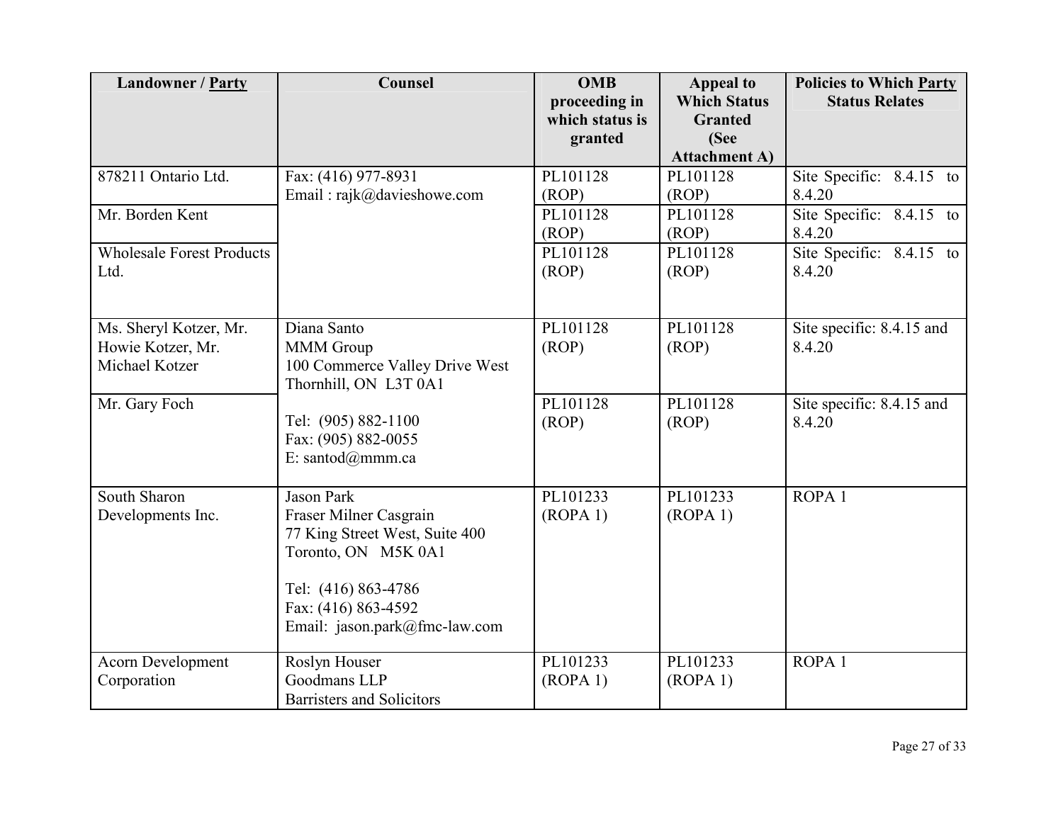| Landowner / Party | Counsel | OMB proceeding in which status is granted | Appeal to Which Status Granted (See Attachment A) | Policies to Which Party Status Relates |
|---|---|---|---|---|
| 878211 Ontario Ltd. | Fax: (416) 977-8931<br>Email : rajk@davieshowe.com | PL101128 (ROP) | PL101128 (ROP) | Site Specific: 8.4.15 to 8.4.20 |
| Mr. Borden Kent | | PL101128 (ROP) | PL101128 (ROP) | Site Specific: 8.4.15 to 8.4.20 |
| Wholesale Forest Products Ltd. | | PL101128 (ROP) | PL101128 (ROP) | Site Specific: 8.4.15 to 8.4.20 |
| Ms. Sheryl Kotzer, Mr. Howie Kotzer, Mr. Michael Kotzer | Diana Santo<br>MMM Group<br>100 Commerce Valley Drive West<br>Thornhill, ON L3T 0A1 | PL101128 (ROP) | PL101128 (ROP) | Site specific: 8.4.15 and 8.4.20 |
| Mr. Gary Foch | Tel: (905) 882-1100<br>Fax: (905) 882-0055<br>E: santod@mmm.ca | PL101128 (ROP) | PL101128 (ROP) | Site specific: 8.4.15 and 8.4.20 |
| South Sharon Developments Inc. | Jason Park<br>Fraser Milner Casgrain<br>77 King Street West, Suite 400<br>Toronto, ON M5K 0A1<br><br>Tel: (416) 863-4786<br>Fax: (416) 863-4592<br>Email: jason.park@fmc-law.com | PL101233 (ROPA 1) | PL101233 (ROPA 1) | ROPA 1 |
| Acorn Development Corporation | Roslyn Houser<br>Goodmans LLP<br>Barristers and Solicitors | PL101233 (ROPA 1) | PL101233 (ROPA 1) | ROPA 1 |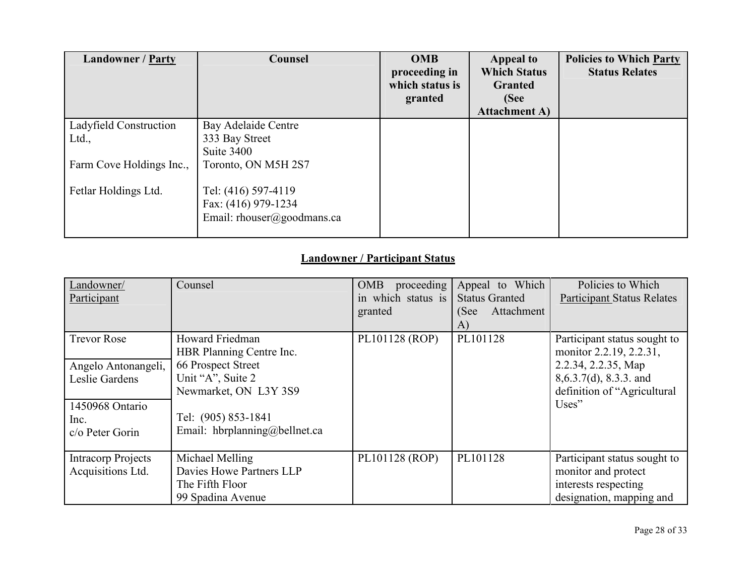| Landowner / Party | Counsel | OMB proceeding in which status is granted | Appeal to Which Status Granted (See Attachment A) | Policies to Which Party Status Relates |
|---|---|---|---|---|
| Ladyfield Construction Ltd., Farm Cove Holdings Inc., Fetlar Holdings Ltd. | Bay Adelaide Centre 333 Bay Street Suite 3400 Toronto, ON M5H 2S7 Tel: (416) 597-4119 Fax: (416) 979-1234 Email: rhouser@goodmans.ca | | | |

## Landowner / Participant Status

| Landowner/ Participant | Counsel | OMB proceeding in which status is granted | Appeal to Which Status Granted (See Attachment A) | Policies to Which Participant Status Relates |
|---|---|---|---|---|
| Trevor Rose; Angelo Antonangeli, Leslie Gardens; 1450968 Ontario Inc. c/o Peter Gorin | Howard Friedman HBR Planning Centre Inc. 66 Prospect Street Unit "A", Suite 2 Newmarket, ON L3Y 3S9 Tel: (905) 853-1841 Email: hbrplanning@bellnet.ca | PL101128 (ROP) | PL101128 | Participant status sought to monitor 2.2.19, 2.2.31, 2.2.34, 2.2.35, Map 8,6.3.7(d), 8.3.3. and definition of "Agricultural Uses" |
| Intracorp Projects Acquisitions Ltd. | Michael Melling Davies Howe Partners LLP The Fifth Floor 99 Spadina Avenue | PL101128 (ROP) | PL101128 | Participant status sought to monitor and protect interests respecting designation, mapping and |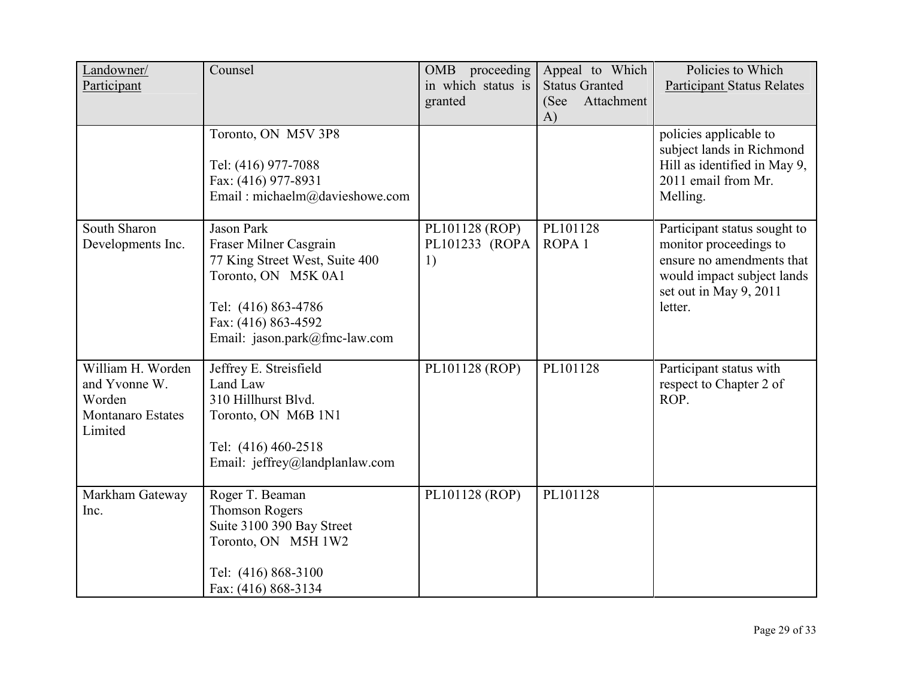| Landowner/ Participant | Counsel | OMB proceeding in which status is granted | Appeal to Which Status Granted (See Attachment A) | Policies to Which Participant Status Relates |
|---|---|---|---|---|
| | Toronto, ON M5V 3P8<br><br>Tel: (416) 977-7088<br>Fax: (416) 977-8931<br>Email : michaelm@davieshowe.com | | | policies applicable to subject lands in Richmond Hill as identified in May 9, 2011 email from Mr. Melling. |
| South Sharon Developments Inc. | Jason Park<br>Fraser Milner Casgrain<br>77 King Street West, Suite 400<br>Toronto, ON M5K 0A1<br><br>Tel: (416) 863-4786<br>Fax: (416) 863-4592<br>Email: jason.park@fmc-law.com | PL101128 (ROP)<br>PL101233 (ROPA 1) | PL101128<br>ROPA 1 | Participant status sought to monitor proceedings to ensure no amendments that would impact subject lands set out in May 9, 2011 letter. |
| William H. Worden and Yvonne W. Worden<br>Montanaro Estates Limited | Jeffrey E. Streisfield<br>Land Law<br>310 Hillhurst Blvd.<br>Toronto, ON M6B 1N1<br><br>Tel: (416) 460-2518<br>Email: jeffrey@landplanlaw.com | PL101128 (ROP) | PL101128 | Participant status with respect to Chapter 2 of ROP. |
| Markham Gateway Inc. | Roger T. Beaman<br>Thomson Rogers<br>Suite 3100 390 Bay Street<br>Toronto, ON M5H 1W2<br><br>Tel: (416) 868-3100<br>Fax: (416) 868-3134 | PL101128 (ROP) | PL101128 | |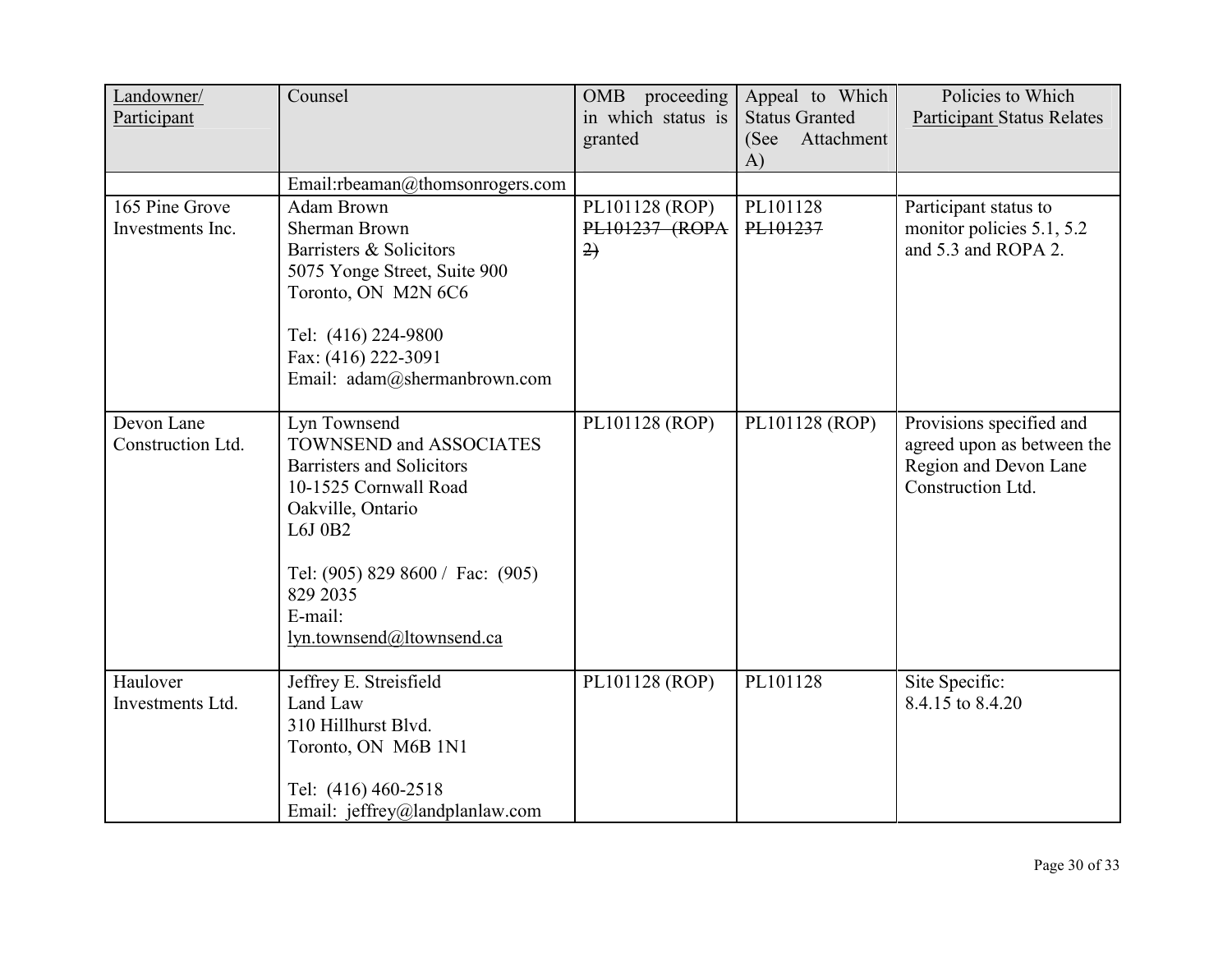| Landowner/ Participant | Counsel | OMB proceeding in which status is granted | Appeal to Which Status Granted (See Attachment A) | Policies to Which Participant Status Relates |
|---|---|---|---|---|
| | Email:rbeaman@thomsonrogers.com | | | |
| 165 Pine Grove Investments Inc. | Adam Brown<br>Sherman Brown<br>Barristers & Solicitors<br>5075 Yonge Street, Suite 900<br>Toronto, ON M2N 6C6<br><br>Tel: (416) 224-9800<br>Fax: (416) 222-3091<br>Email: adam@shermanbrown.com | PL101128 (ROP)<br>~~PL101237 (ROPA 2)~~ | PL101128<br>~~PL101237~~ | Participant status to monitor policies 5.1, 5.2 and 5.3 and ROPA 2. |
| Devon Lane Construction Ltd. | Lyn Townsend<br>TOWNSEND and ASSOCIATES<br>Barristers and Solicitors<br>10-1525 Cornwall Road<br>Oakville, Ontario<br>L6J 0B2<br><br>Tel: (905) 829 8600 / Fac: (905) 829 2035<br>E-mail:<br>lyn.townsend@ltownsend.ca | PL101128 (ROP) | PL101128 (ROP) | Provisions specified and agreed upon as between the Region and Devon Lane Construction Ltd. |
| Haulover Investments Ltd. | Jeffrey E. Streisfield<br>Land Law<br>310 Hillhurst Blvd.<br>Toronto, ON M6B 1N1<br><br>Tel: (416) 460-2518<br>Email: jeffrey@landplanlaw.com | PL101128 (ROP) | PL101128 | Site Specific:<br>8.4.15 to 8.4.20 |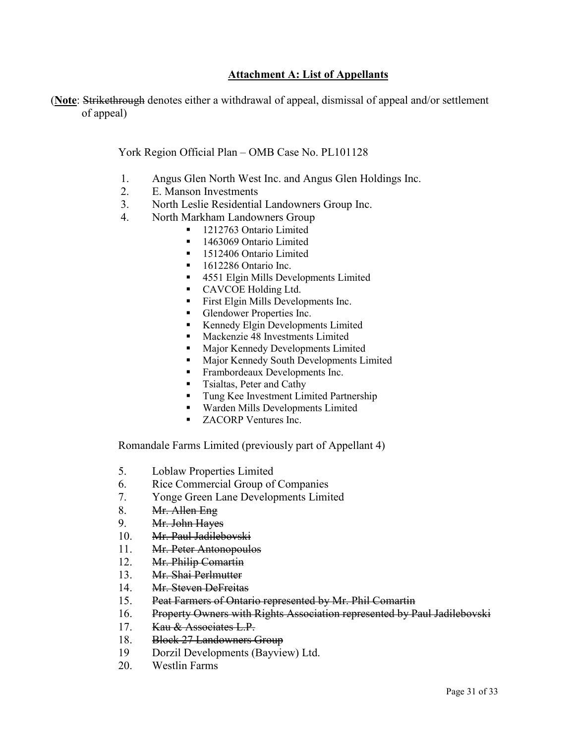## Attachment A: List of Appellants

(**Note**: ~~Strikethrough~~ denotes either a withdrawal of appeal, dismissal of appeal and/or settlement of appeal)

York Region Official Plan – OMB Case No. PL101128

1. Angus Glen North West Inc. and Angus Glen Holdings Inc.
2. E. Manson Investments
3. North Leslie Residential Landowners Group Inc.
4. North Markham Landowners Group
   - 1212763 Ontario Limited
   - 1463069 Ontario Limited
   - 1512406 Ontario Limited
   - 1612286 Ontario Inc.
   - 4551 Elgin Mills Developments Limited
   - CAVCOE Holding Ltd.
   - First Elgin Mills Developments Inc.
   - Glendower Properties Inc.
   - Kennedy Elgin Developments Limited
   - Mackenzie 48 Investments Limited
   - Major Kennedy Developments Limited
   - Major Kennedy South Developments Limited
   - Frambordeaux Developments Inc.
   - Tsialtas, Peter and Cathy
   - Tung Kee Investment Limited Partnership
   - Warden Mills Developments Limited
   - ZACORP Ventures Inc.

Romandale Farms Limited (previously part of Appellant 4)

5. Loblaw Properties Limited
6. Rice Commercial Group of Companies
7. Yonge Green Lane Developments Limited
8. ~~Mr. Allen Eng~~
9. ~~Mr. John Hayes~~
10. ~~Mr. Paul Jadilebovski~~
11. ~~Mr. Peter Antonopoulos~~
12. ~~Mr. Philip Comartin~~
13. ~~Mr. Shai Perlmutter~~
14. ~~Mr. Steven DeFreitas~~
15. ~~Peat Farmers of Ontario represented by Mr. Phil Comartin~~
16. ~~Property Owners with Rights Association represented by Paul Jadilebovski~~
17. ~~Kau & Associates L.P.~~
18. ~~Block 27 Landowners Group~~
19. Dorzil Developments (Bayview) Ltd.
20. Westlin Farms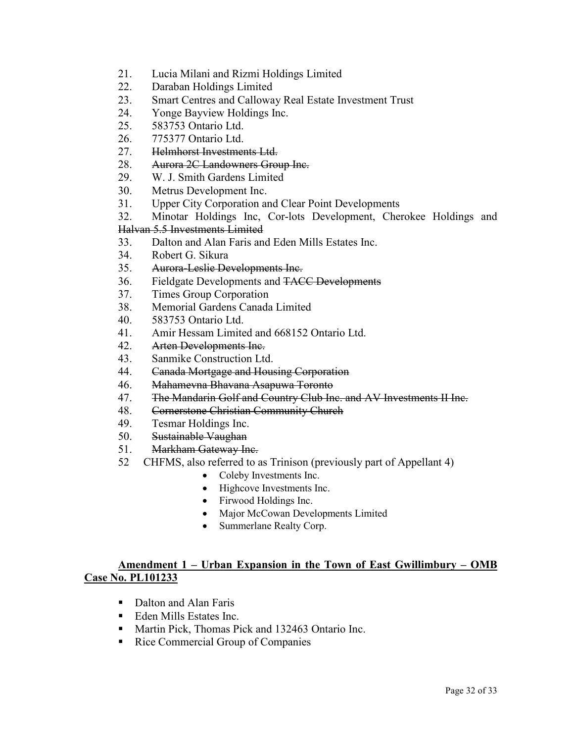21. Lucia Milani and Rizmi Holdings Limited
22. Daraban Holdings Limited
23. Smart Centres and Calloway Real Estate Investment Trust
24. Yonge Bayview Holdings Inc.
25. 583753 Ontario Ltd.
26. 775377 Ontario Ltd.
27. ~~Helmhorst Investments Ltd.~~
28. ~~Aurora 2C Landowners Group Inc.~~
29. W. J. Smith Gardens Limited
30. Metrus Development Inc.
31. Upper City Corporation and Clear Point Developments
32. Minotar Holdings Inc, Cor-lots Development, Cherokee Holdings and ~~Halvan 5.5 Investments Limited~~
33. Dalton and Alan Faris and Eden Mills Estates Inc.
34. Robert G. Sikura
35. ~~Aurora-Leslie Developments Inc.~~
36. Fieldgate Developments and ~~TACC Developments~~
37. Times Group Corporation
38. Memorial Gardens Canada Limited
40. 583753 Ontario Ltd.
41. Amir Hessam Limited and 668152 Ontario Ltd.
42. ~~Arten Developments Inc.~~
43. Sanmike Construction Ltd.
44. ~~Canada Mortgage and Housing Corporation~~
46. ~~Mahamevna Bhavana Asapuwa Toronto~~
47. ~~The Mandarin Golf and Country Club Inc. and AV Investments II Inc.~~
48. ~~Cornerstone Christian Community Church~~
49. Tesmar Holdings Inc.
50. ~~Sustainable Vaughan~~
51. ~~Markham Gateway Inc.~~
52. CHFMS, also referred to as Trinison (previously part of Appellant 4)
    - Coleby Investments Inc.
    - Highcove Investments Inc.
    - Firwood Holdings Inc.
    - Major McCowan Developments Limited
    - Summerlane Realty Corp.

**Amendment 1 – Urban Expansion in the Town of East Gwillimbury – OMB Case No. PL101233**

- Dalton and Alan Faris
- Eden Mills Estates Inc.
- Martin Pick, Thomas Pick and 132463 Ontario Inc.
- Rice Commercial Group of Companies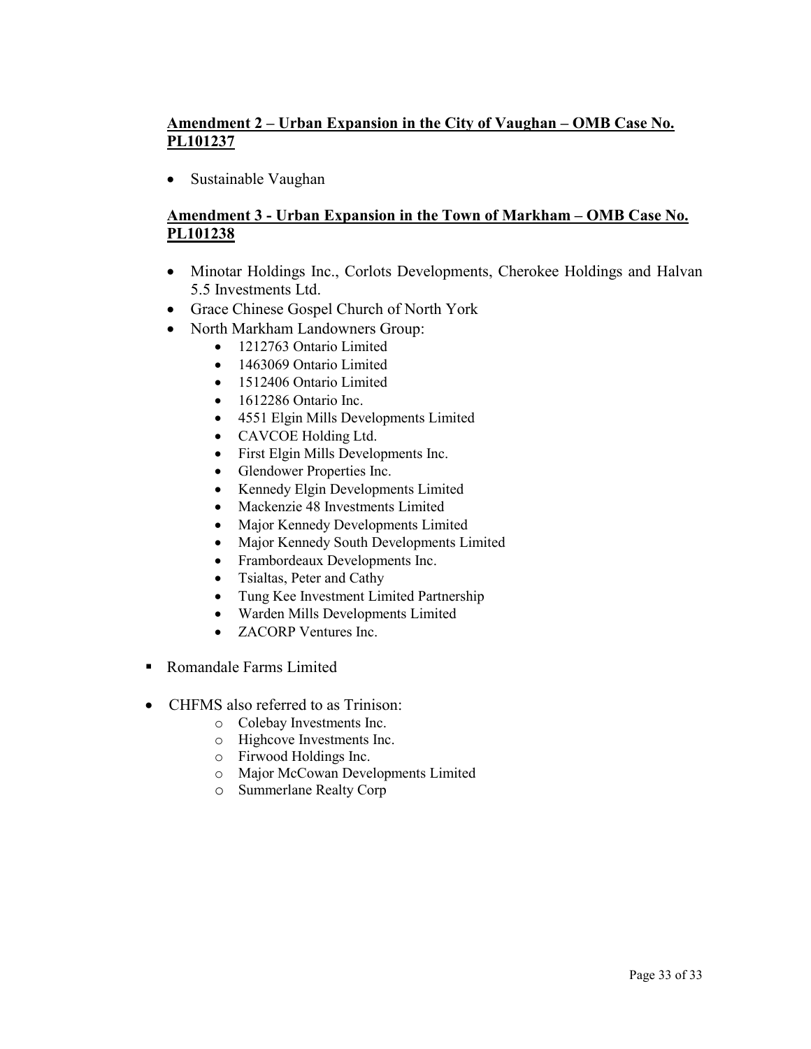**Amendment 2 – Urban Expansion in the City of Vaughan – OMB Case No. PL101237**

- Sustainable Vaughan

**Amendment 3 - Urban Expansion in the Town of Markham – OMB Case No. PL101238**

- Minotar Holdings Inc., Corlots Developments, Cherokee Holdings and Halvan 5.5 Investments Ltd.
- Grace Chinese Gospel Church of North York
- North Markham Landowners Group:
  - 1212763 Ontario Limited
  - 1463069 Ontario Limited
  - 1512406 Ontario Limited
  - 1612286 Ontario Inc.
  - 4551 Elgin Mills Developments Limited
  - CAVCOE Holding Ltd.
  - First Elgin Mills Developments Inc.
  - Glendower Properties Inc.
  - Kennedy Elgin Developments Limited
  - Mackenzie 48 Investments Limited
  - Major Kennedy Developments Limited
  - Major Kennedy South Developments Limited
  - Frambordeaux Developments Inc.
  - Tsialtas, Peter and Cathy
  - Tung Kee Investment Limited Partnership
  - Warden Mills Developments Limited
  - ZACORP Ventures Inc.

- Romandale Farms Limited

- CHFMS also referred to as Trinison:
  - Colebay Investments Inc.
  - Highcove Investments Inc.
  - Firwood Holdings Inc.
  - Major McCowan Developments Limited
  - Summerlane Realty Corp